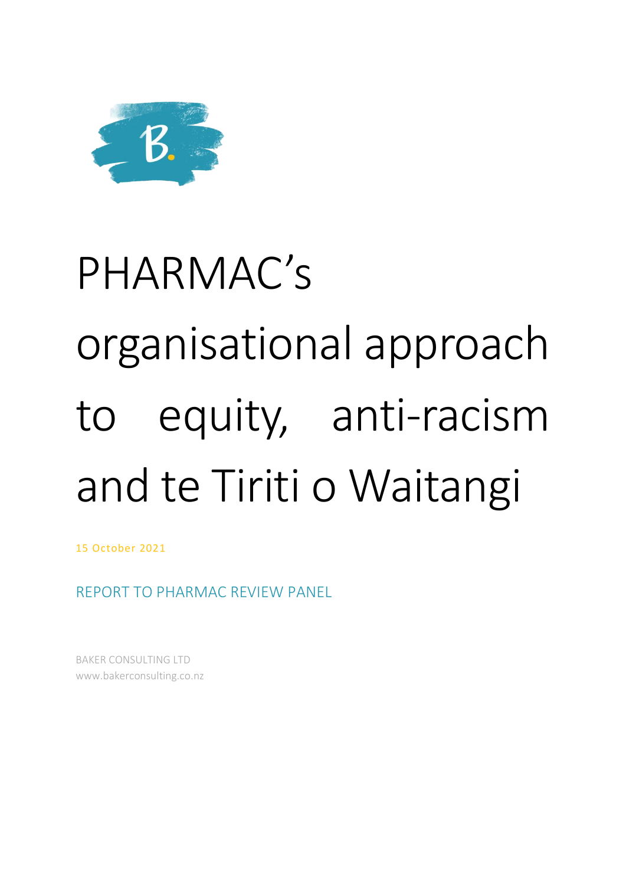# PHARMAC's organisational approach to equity, anti-racism and te Tiriti o Waitangi

15 October 2021

REPORT TO PHARMAC REVIEW PANEL

BAKER CONSULTING LTD
www.bakerconsulting.co.nz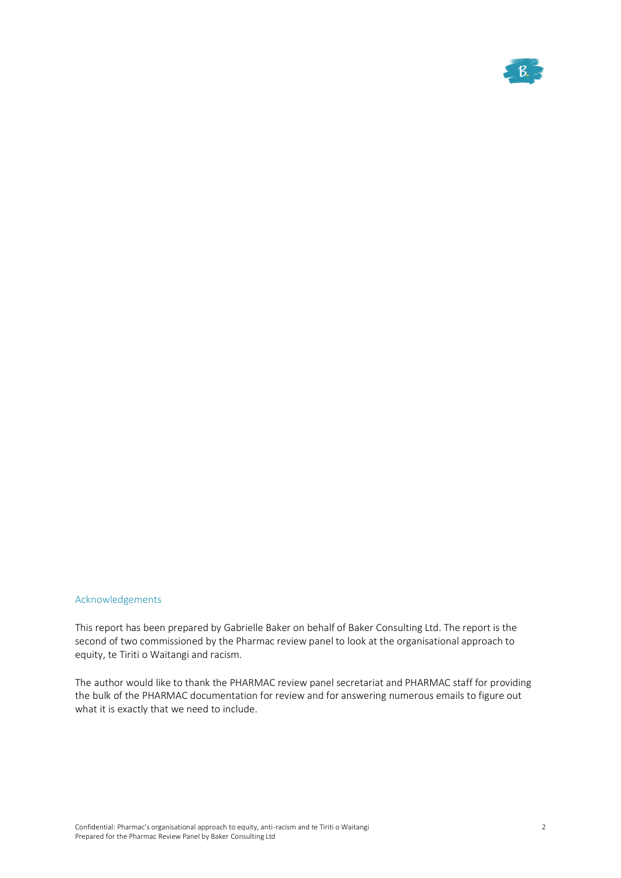## Acknowledgements

This report has been prepared by Gabrielle Baker on behalf of Baker Consulting Ltd. The report is the second of two commissioned by the Pharmac review panel to look at the organisational approach to equity, te Tiriti o Waitangi and racism.

The author would like to thank the PHARMAC review panel secretariat and PHARMAC staff for providing the bulk of the PHARMAC documentation for review and for answering numerous emails to figure out what it is exactly that we need to include.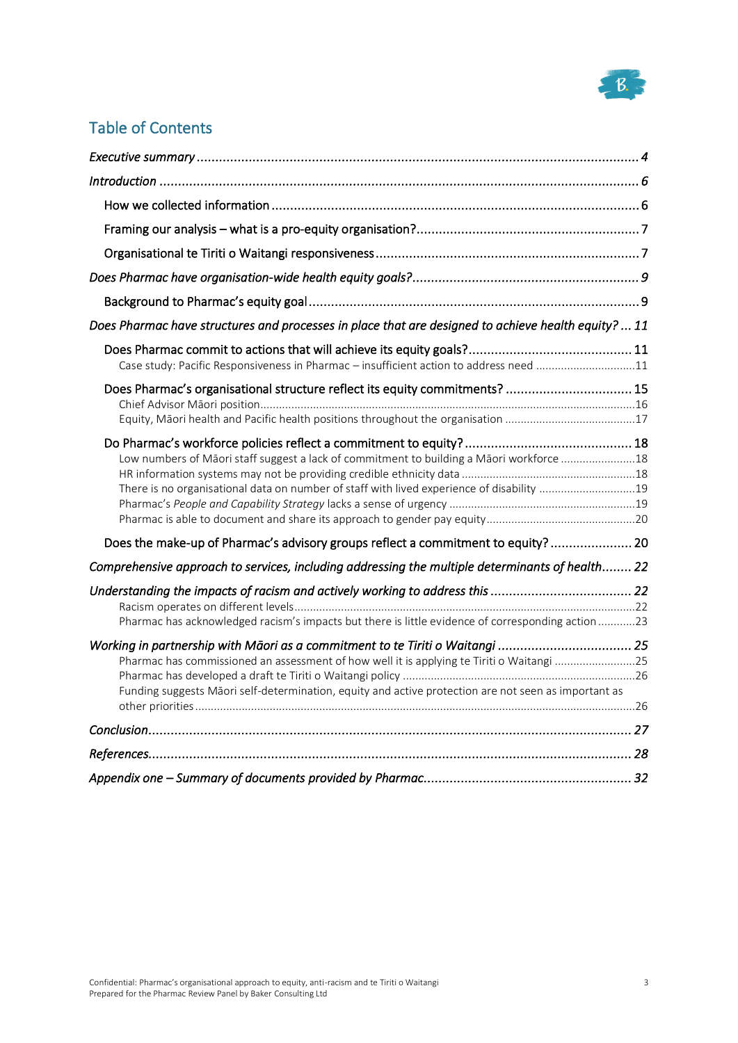## Table of Contents

*Executive summary* ..... *4*

*Introduction* ..... *6*

- How we collected information ..... 6
- Framing our analysis – what is a pro-equity organisation? ..... 7
- Organisational te Tiriti o Waitangi responsiveness ..... 7

*Does Pharmac have organisation-wide health equity goals?* ..... *9*

- Background to Pharmac's equity goal ..... 9

*Does Pharmac have structures and processes in place that are designed to achieve health equity?* ..... *11*

- Does Pharmac commit to actions that will achieve its equity goals? ..... 11
  - Case study: Pacific Responsiveness in Pharmac – insufficient action to address need ..... 11
- Does Pharmac's organisational structure reflect its equity commitments? ..... 15
  - Chief Advisor Māori position ..... 16
  - Equity, Māori health and Pacific health positions throughout the organisation ..... 17
- Do Pharmac's workforce policies reflect a commitment to equity? ..... 18
  - Low numbers of Māori staff suggest a lack of commitment to building a Māori workforce ..... 18
  - HR information systems may not be providing credible ethnicity data ..... 18
  - There is no organisational data on number of staff with lived experience of disability ..... 19
  - Pharmac's *People and Capability Strategy* lacks a sense of urgency ..... 19
  - Pharmac is able to document and share its approach to gender pay equity ..... 20
- Does the make-up of Pharmac's advisory groups reflect a commitment to equity? ..... 20

*Comprehensive approach to services, including addressing the multiple determinants of health* ..... *22*

*Understanding the impacts of racism and actively working to address this* ..... *22*

- Racism operates on different levels ..... 22
- Pharmac has acknowledged racism's impacts but there is little evidence of corresponding action ..... 23

*Working in partnership with Māori as a commitment to te Tiriti o Waitangi* ..... *25*

- Pharmac has commissioned an assessment of how well it is applying te Tiriti o Waitangi ..... 25
- Pharmac has developed a draft te Tiriti o Waitangi policy ..... 26
- Funding suggests Māori self-determination, equity and active protection are not seen as important as other priorities ..... 26

*Conclusion* ..... *27*

*References* ..... *28*

*Appendix one – Summary of documents provided by Pharmac* ..... *32*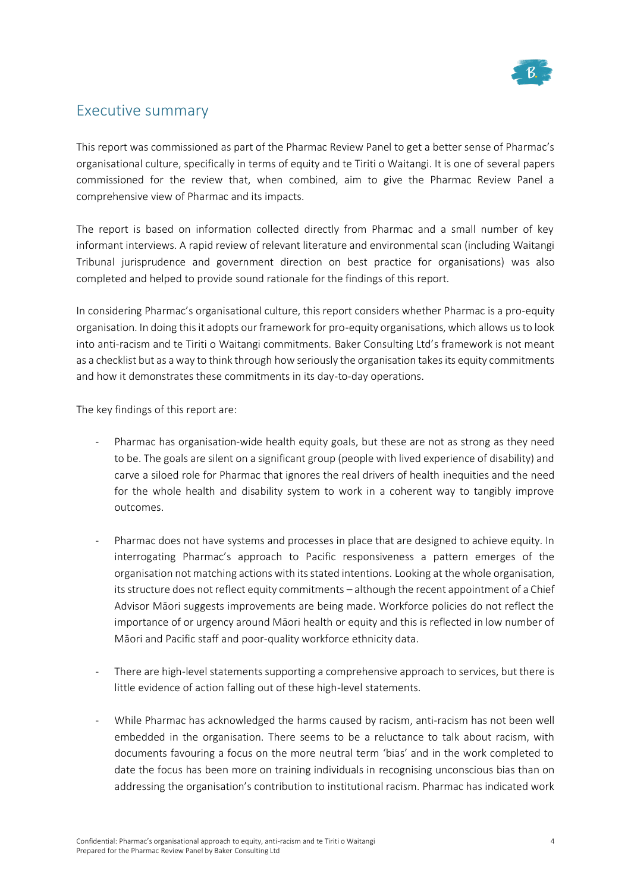## Executive summary

This report was commissioned as part of the Pharmac Review Panel to get a better sense of Pharmac's organisational culture, specifically in terms of equity and te Tiriti o Waitangi. It is one of several papers commissioned for the review that, when combined, aim to give the Pharmac Review Panel a comprehensive view of Pharmac and its impacts.

The report is based on information collected directly from Pharmac and a small number of key informant interviews. A rapid review of relevant literature and environmental scan (including Waitangi Tribunal jurisprudence and government direction on best practice for organisations) was also completed and helped to provide sound rationale for the findings of this report.

In considering Pharmac's organisational culture, this report considers whether Pharmac is a pro-equity organisation. In doing this it adopts our framework for pro-equity organisations, which allows us to look into anti-racism and te Tiriti o Waitangi commitments. Baker Consulting Ltd's framework is not meant as a checklist but as a way to think through how seriously the organisation takes its equity commitments and how it demonstrates these commitments in its day-to-day operations.

The key findings of this report are:

- Pharmac has organisation-wide health equity goals, but these are not as strong as they need to be. The goals are silent on a significant group (people with lived experience of disability) and carve a siloed role for Pharmac that ignores the real drivers of health inequities and the need for the whole health and disability system to work in a coherent way to tangibly improve outcomes.

- Pharmac does not have systems and processes in place that are designed to achieve equity. In interrogating Pharmac's approach to Pacific responsiveness a pattern emerges of the organisation not matching actions with its stated intentions. Looking at the whole organisation, its structure does not reflect equity commitments – although the recent appointment of a Chief Advisor Māori suggests improvements are being made. Workforce policies do not reflect the importance of or urgency around Māori health or equity and this is reflected in low number of Māori and Pacific staff and poor-quality workforce ethnicity data.

- There are high-level statements supporting a comprehensive approach to services, but there is little evidence of action falling out of these high-level statements.

- While Pharmac has acknowledged the harms caused by racism, anti-racism has not been well embedded in the organisation. There seems to be a reluctance to talk about racism, with documents favouring a focus on the more neutral term 'bias' and in the work completed to date the focus has been more on training individuals in recognising unconscious bias than on addressing the organisation's contribution to institutional racism. Pharmac has indicated work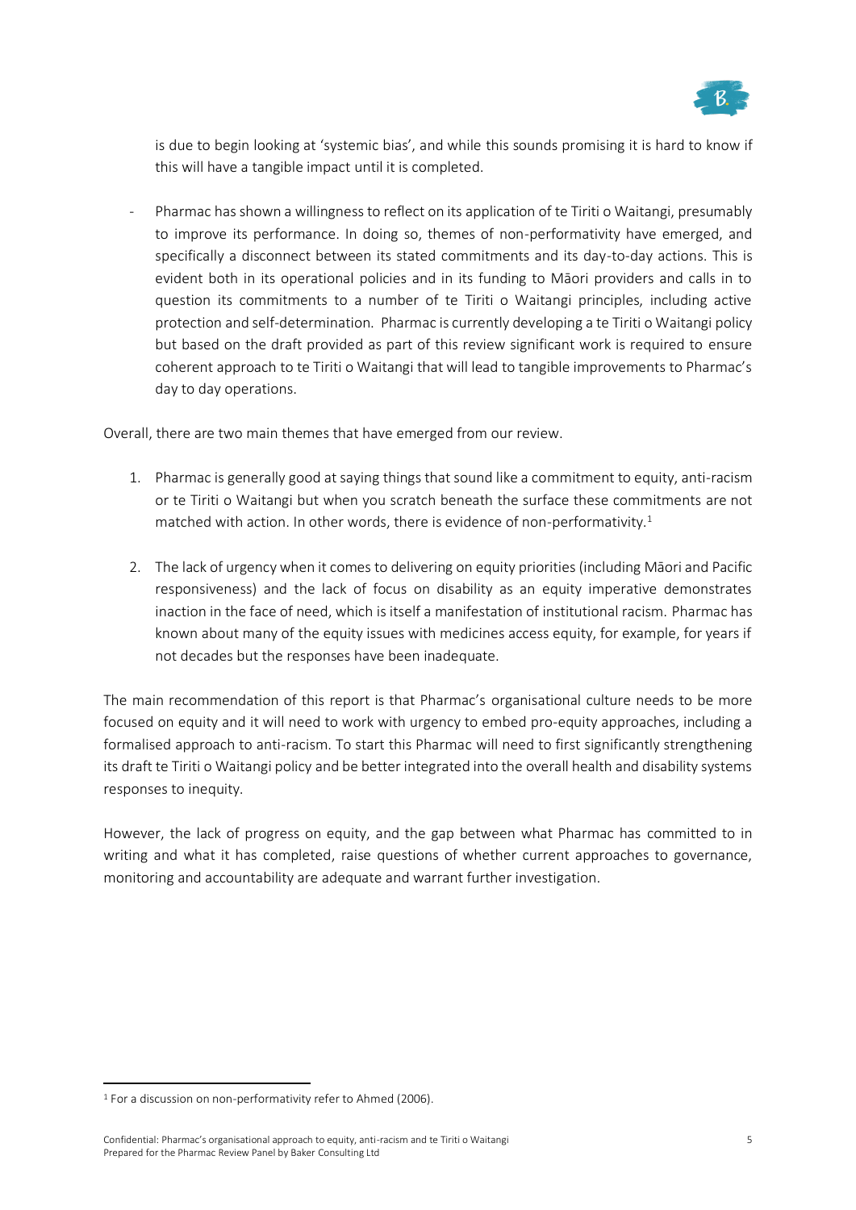is due to begin looking at 'systemic bias', and while this sounds promising it is hard to know if this will have a tangible impact until it is completed.

- Pharmac has shown a willingness to reflect on its application of te Tiriti o Waitangi, presumably to improve its performance. In doing so, themes of non-performativity have emerged, and specifically a disconnect between its stated commitments and its day-to-day actions. This is evident both in its operational policies and in its funding to Māori providers and calls in to question its commitments to a number of te Tiriti o Waitangi principles, including active protection and self-determination. Pharmac is currently developing a te Tiriti o Waitangi policy but based on the draft provided as part of this review significant work is required to ensure coherent approach to te Tiriti o Waitangi that will lead to tangible improvements to Pharmac's day to day operations.

Overall, there are two main themes that have emerged from our review.

1. Pharmac is generally good at saying things that sound like a commitment to equity, anti-racism or te Tiriti o Waitangi but when you scratch beneath the surface these commitments are not matched with action. In other words, there is evidence of non-performativity.[1]

2. The lack of urgency when it comes to delivering on equity priorities (including Māori and Pacific responsiveness) and the lack of focus on disability as an equity imperative demonstrates inaction in the face of need, which is itself a manifestation of institutional racism. Pharmac has known about many of the equity issues with medicines access equity, for example, for years if not decades but the responses have been inadequate.

The main recommendation of this report is that Pharmac's organisational culture needs to be more focused on equity and it will need to work with urgency to embed pro-equity approaches, including a formalised approach to anti-racism. To start this Pharmac will need to first significantly strengthening its draft te Tiriti o Waitangi policy and be better integrated into the overall health and disability systems responses to inequity.

However, the lack of progress on equity, and the gap between what Pharmac has committed to in writing and what it has completed, raise questions of whether current approaches to governance, monitoring and accountability are adequate and warrant further investigation.

[1] For a discussion on non-performativity refer to Ahmed (2006).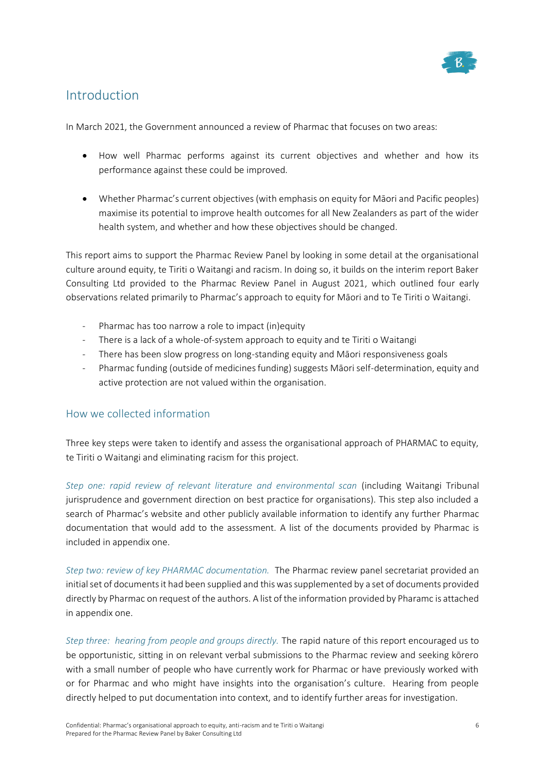## Introduction

In March 2021, the Government announced a review of Pharmac that focuses on two areas:

- How well Pharmac performs against its current objectives and whether and how its performance against these could be improved.
- Whether Pharmac's current objectives (with emphasis on equity for Māori and Pacific peoples) maximise its potential to improve health outcomes for all New Zealanders as part of the wider health system, and whether and how these objectives should be changed.

This report aims to support the Pharmac Review Panel by looking in some detail at the organisational culture around equity, te Tiriti o Waitangi and racism. In doing so, it builds on the interim report Baker Consulting Ltd provided to the Pharmac Review Panel in August 2021, which outlined four early observations related primarily to Pharmac's approach to equity for Māori and to Te Tiriti o Waitangi.

- Pharmac has too narrow a role to impact (in)equity
- There is a lack of a whole-of-system approach to equity and te Tiriti o Waitangi
- There has been slow progress on long-standing equity and Māori responsiveness goals
- Pharmac funding (outside of medicines funding) suggests Māori self-determination, equity and active protection are not valued within the organisation.

### How we collected information

Three key steps were taken to identify and assess the organisational approach of PHARMAC to equity, te Tiriti o Waitangi and eliminating racism for this project.

*Step one: rapid review of relevant literature and environmental scan* (including Waitangi Tribunal jurisprudence and government direction on best practice for organisations). This step also included a search of Pharmac's website and other publicly available information to identify any further Pharmac documentation that would add to the assessment. A list of the documents provided by Pharmac is included in appendix one.

*Step two: review of key PHARMAC documentation.* The Pharmac review panel secretariat provided an initial set of documents it had been supplied and this was supplemented by a set of documents provided directly by Pharmac on request of the authors. A list of the information provided by Pharamc is attached in appendix one.

*Step three: hearing from people and groups directly.* The rapid nature of this report encouraged us to be opportunistic, sitting in on relevant verbal submissions to the Pharmac review and seeking kōrero with a small number of people who have currently work for Pharmac or have previously worked with or for Pharmac and who might have insights into the organisation's culture. Hearing from people directly helped to put documentation into context, and to identify further areas for investigation.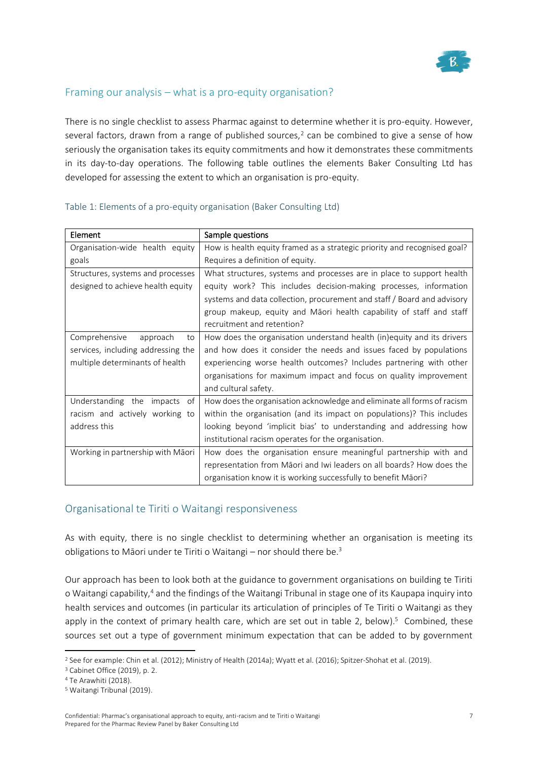## Framing our analysis – what is a pro-equity organisation?

There is no single checklist to assess Pharmac against to determine whether it is pro-equity. However, several factors, drawn from a range of published sources,[2] can be combined to give a sense of how seriously the organisation takes its equity commitments and how it demonstrates these commitments in its day-to-day operations. The following table outlines the elements Baker Consulting Ltd has developed for assessing the extent to which an organisation is pro-equity.

Table 1: Elements of a pro-equity organisation (Baker Consulting Ltd)

| Element | Sample questions |
|---|---|
| Organisation-wide health equity goals | How is health equity framed as a strategic priority and recognised goal? Requires a definition of equity. |
| Structures, systems and processes designed to achieve health equity | What structures, systems and processes are in place to support health equity work? This includes decision-making processes, information systems and data collection, procurement and staff / Board and advisory group makeup, equity and Māori health capability of staff and staff recruitment and retention? |
| Comprehensive approach to services, including addressing the multiple determinants of health | How does the organisation understand health (in)equity and its drivers and how does it consider the needs and issues faced by populations experiencing worse health outcomes? Includes partnering with other organisations for maximum impact and focus on quality improvement and cultural safety. |
| Understanding the impacts of racism and actively working to address this | How does the organisation acknowledge and eliminate all forms of racism within the organisation (and its impact on populations)? This includes looking beyond 'implicit bias' to understanding and addressing how institutional racism operates for the organisation. |
| Working in partnership with Māori | How does the organisation ensure meaningful partnership with and representation from Māori and Iwi leaders on all boards? How does the organisation know it is working successfully to benefit Māori? |

## Organisational te Tiriti o Waitangi responsiveness

As with equity, there is no single checklist to determining whether an organisation is meeting its obligations to Māori under te Tiriti o Waitangi – nor should there be.[3]

Our approach has been to look both at the guidance to government organisations on building te Tiriti o Waitangi capability,[4] and the findings of the Waitangi Tribunal in stage one of its Kaupapa inquiry into health services and outcomes (in particular its articulation of principles of Te Tiriti o Waitangi as they apply in the context of primary health care, which are set out in table 2, below).[5] Combined, these sources set out a type of government minimum expectation that can be added to by government

---

[2] See for example: Chin et al. (2012); Ministry of Health (2014a); Wyatt et al. (2016); Spitzer-Shohat et al. (2019).

[3] Cabinet Office (2019), p. 2.

[4] Te Arawhiti (2018).

[5] Waitangi Tribunal (2019).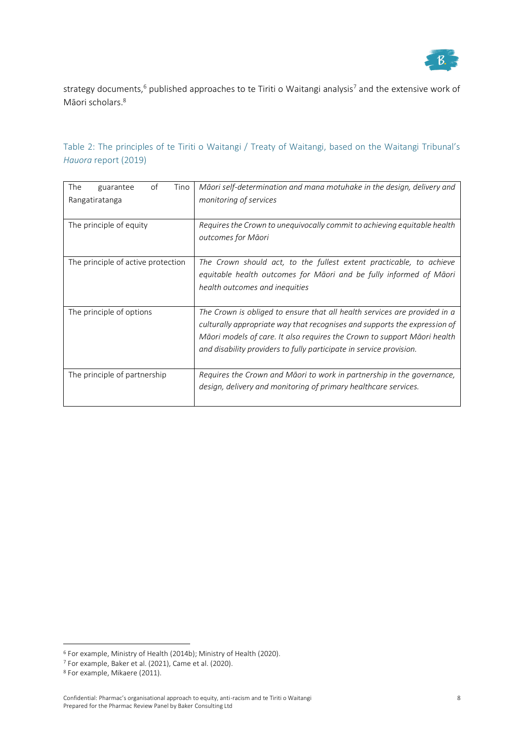strategy documents,[6] published approaches to te Tiriti o Waitangi analysis[7] and the extensive work of Māori scholars.[8]

### Table 2: The principles of te Tiriti o Waitangi / Treaty of Waitangi, based on the Waitangi Tribunal's *Hauora* report (2019)

| | |
|---|---|
| The guarantee of Tino Rangatiratanga | *Māori self-determination and mana motuhake in the design, delivery and monitoring of services* |
| The principle of equity | *Requires the Crown to unequivocally commit to achieving equitable health outcomes for Māori* |
| The principle of active protection | *The Crown should act, to the fullest extent practicable, to achieve equitable health outcomes for Māori and be fully informed of Māori health outcomes and inequities* |
| The principle of options | *The Crown is obliged to ensure that all health services are provided in a culturally appropriate way that recognises and supports the expression of Māori models of care. It also requires the Crown to support Māori health and disability providers to fully participate in service provision.* |
| The principle of partnership | *Requires the Crown and Māori to work in partnership in the governance, design, delivery and monitoring of primary healthcare services.* |

[6] For example, Ministry of Health (2014b); Ministry of Health (2020).

[7] For example, Baker et al. (2021), Came et al. (2020).

[8] For example, Mikaere (2011).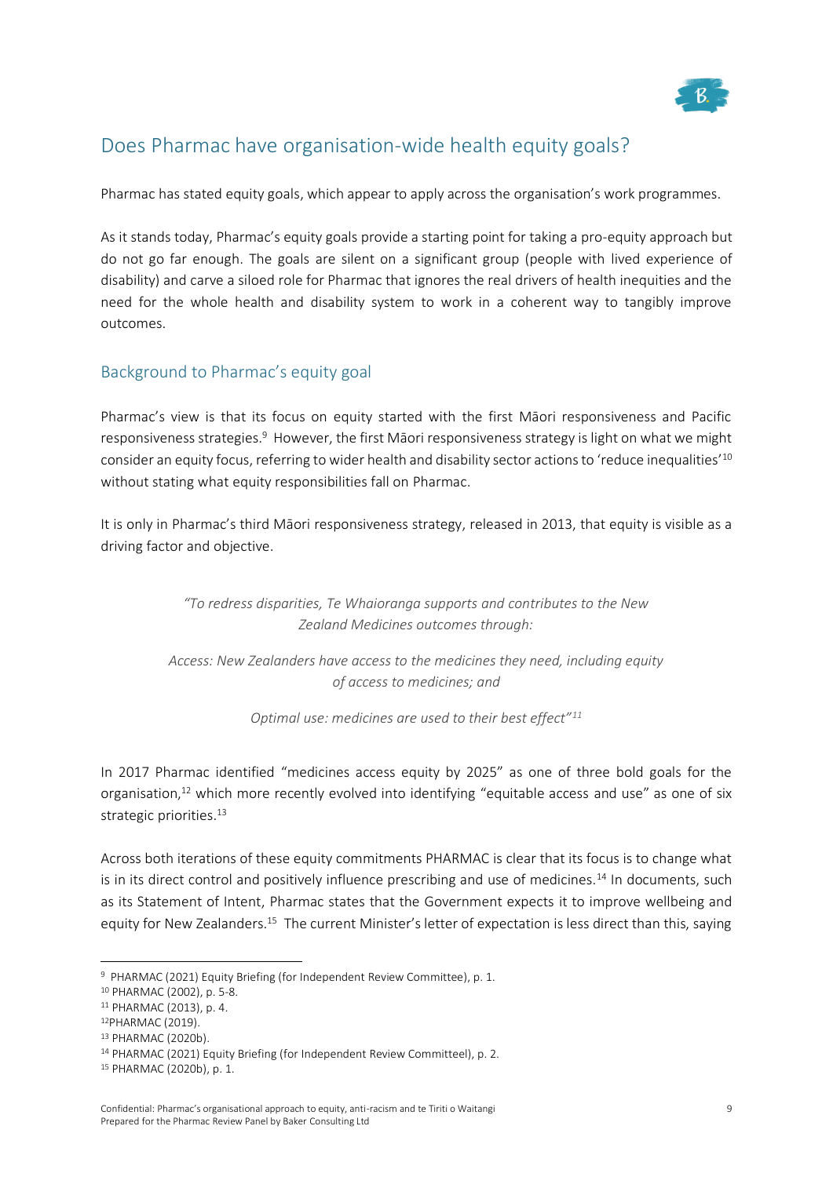## Does Pharmac have organisation-wide health equity goals?

Pharmac has stated equity goals, which appear to apply across the organisation's work programmes.

As it stands today, Pharmac's equity goals provide a starting point for taking a pro-equity approach but do not go far enough. The goals are silent on a significant group (people with lived experience of disability) and carve a siloed role for Pharmac that ignores the real drivers of health inequities and the need for the whole health and disability system to work in a coherent way to tangibly improve outcomes.

### Background to Pharmac's equity goal

Pharmac's view is that its focus on equity started with the first Māori responsiveness and Pacific responsiveness strategies.[9] However, the first Māori responsiveness strategy is light on what we might consider an equity focus, referring to wider health and disability sector actions to 'reduce inequalities'[10] without stating what equity responsibilities fall on Pharmac.

It is only in Pharmac's third Māori responsiveness strategy, released in 2013, that equity is visible as a driving factor and objective.

> *"To redress disparities, Te Whaioranga supports and contributes to the New Zealand Medicines outcomes through:*
>
> *Access: New Zealanders have access to the medicines they need, including equity of access to medicines; and*
>
> *Optimal use: medicines are used to their best effect"[11]*

In 2017 Pharmac identified "medicines access equity by 2025" as one of three bold goals for the organisation,[12] which more recently evolved into identifying "equitable access and use" as one of six strategic priorities.[13]

Across both iterations of these equity commitments PHARMAC is clear that its focus is to change what is in its direct control and positively influence prescribing and use of medicines.[14] In documents, such as its Statement of Intent, Pharmac states that the Government expects it to improve wellbeing and equity for New Zealanders.[15] The current Minister's letter of expectation is less direct than this, saying

---

[9] PHARMAC (2021) Equity Briefing (for Independent Review Committee), p. 1.

[10] PHARMAC (2002), p. 5-8.

[11] PHARMAC (2013), p. 4.

[12] PHARMAC (2019).

[13] PHARMAC (2020b).

[14] PHARMAC (2021) Equity Briefing (for Independent Review Committeel), p. 2.

[15] PHARMAC (2020b), p. 1.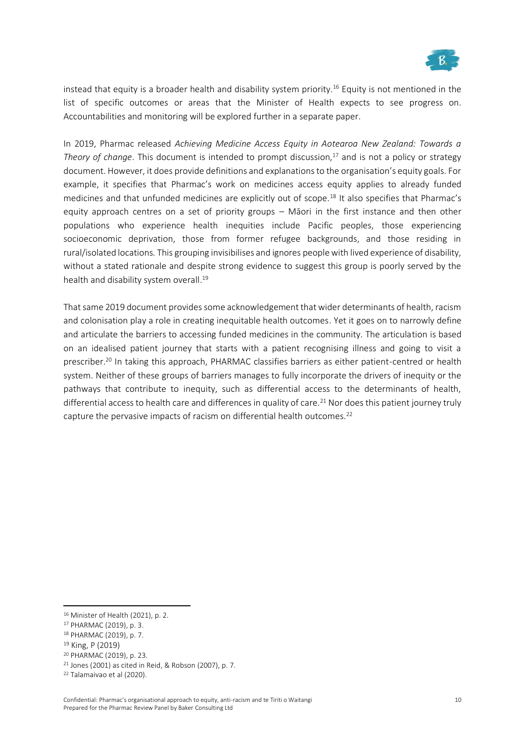instead that equity is a broader health and disability system priority.[16] Equity is not mentioned in the list of specific outcomes or areas that the Minister of Health expects to see progress on. Accountabilities and monitoring will be explored further in a separate paper.

In 2019, Pharmac released *Achieving Medicine Access Equity in Aotearoa New Zealand: Towards a Theory of change*. This document is intended to prompt discussion,[17] and is not a policy or strategy document. However, it does provide definitions and explanations to the organisation's equity goals. For example, it specifies that Pharmac's work on medicines access equity applies to already funded medicines and that unfunded medicines are explicitly out of scope.[18] It also specifies that Pharmac's equity approach centres on a set of priority groups – Māori in the first instance and then other populations who experience health inequities include Pacific peoples, those experiencing socioeconomic deprivation, those from former refugee backgrounds, and those residing in rural/isolated locations. This grouping invisibilises and ignores people with lived experience of disability, without a stated rationale and despite strong evidence to suggest this group is poorly served by the health and disability system overall.[19]

That same 2019 document provides some acknowledgement that wider determinants of health, racism and colonisation play a role in creating inequitable health outcomes. Yet it goes on to narrowly define and articulate the barriers to accessing funded medicines in the community. The articulation is based on an idealised patient journey that starts with a patient recognising illness and going to visit a prescriber.[20] In taking this approach, PHARMAC classifies barriers as either patient-centred or health system. Neither of these groups of barriers manages to fully incorporate the drivers of inequity or the pathways that contribute to inequity, such as differential access to the determinants of health, differential access to health care and differences in quality of care.[21] Nor does this patient journey truly capture the pervasive impacts of racism on differential health outcomes.[22]

---

[16] Minister of Health (2021), p. 2.
[17] PHARMAC (2019), p. 3.
[18] PHARMAC (2019), p. 7.
[19] King, P (2019)
[20] PHARMAC (2019), p. 23.
[21] Jones (2001) as cited in Reid, & Robson (2007), p. 7.
[22] Talamaivao et al (2020).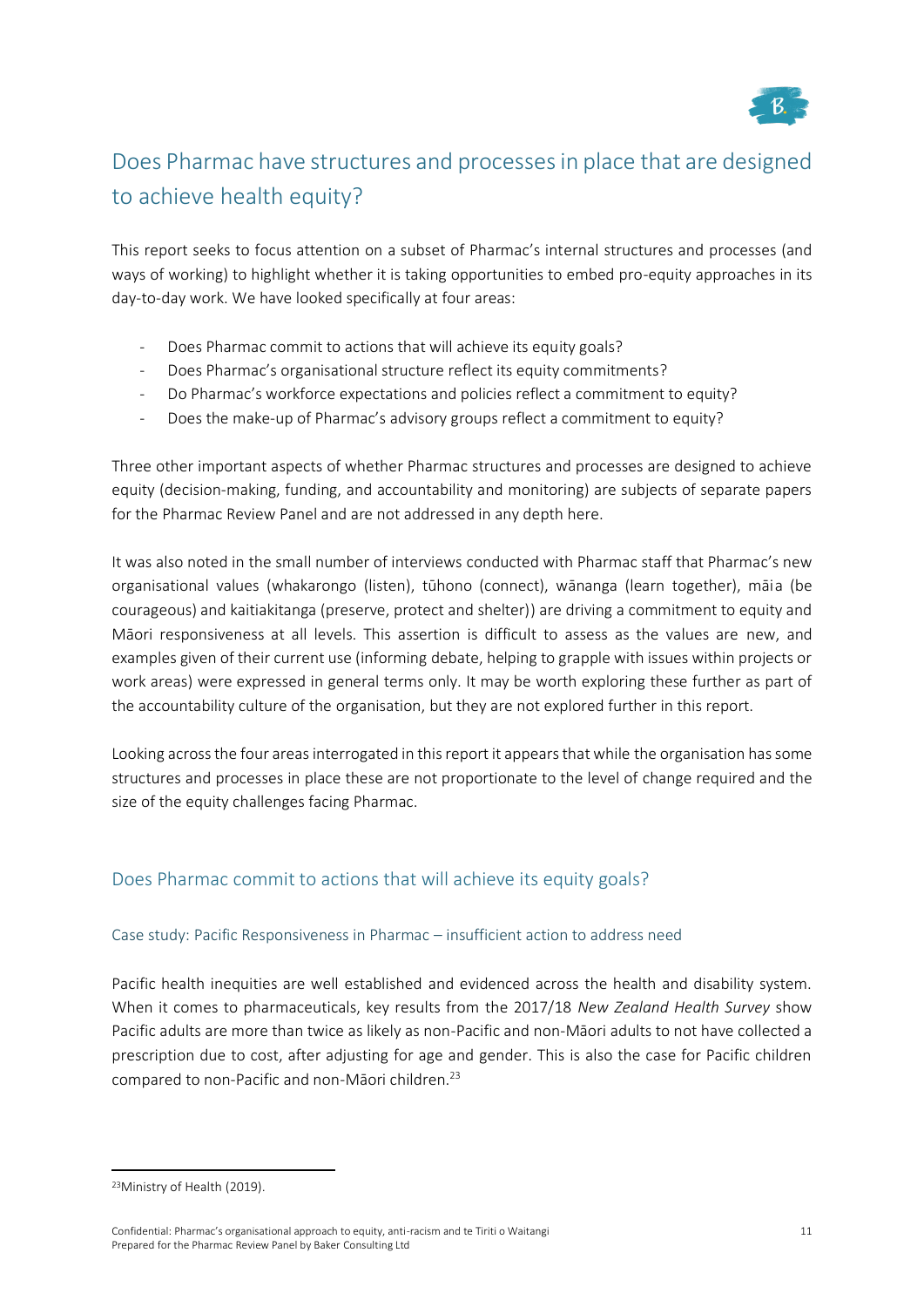## Does Pharmac have structures and processes in place that are designed to achieve health equity?

This report seeks to focus attention on a subset of Pharmac's internal structures and processes (and ways of working) to highlight whether it is taking opportunities to embed pro-equity approaches in its day-to-day work. We have looked specifically at four areas:

- Does Pharmac commit to actions that will achieve its equity goals?
- Does Pharmac's organisational structure reflect its equity commitments?
- Do Pharmac's workforce expectations and policies reflect a commitment to equity?
- Does the make-up of Pharmac's advisory groups reflect a commitment to equity?

Three other important aspects of whether Pharmac structures and processes are designed to achieve equity (decision-making, funding, and accountability and monitoring) are subjects of separate papers for the Pharmac Review Panel and are not addressed in any depth here.

It was also noted in the small number of interviews conducted with Pharmac staff that Pharmac's new organisational values (whakarongo (listen), tūhono (connect), wānanga (learn together), māia (be courageous) and kaitiakitanga (preserve, protect and shelter)) are driving a commitment to equity and Māori responsiveness at all levels. This assertion is difficult to assess as the values are new, and examples given of their current use (informing debate, helping to grapple with issues within projects or work areas) were expressed in general terms only. It may be worth exploring these further as part of the accountability culture of the organisation, but they are not explored further in this report.

Looking across the four areas interrogated in this report it appears that while the organisation has some structures and processes in place these are not proportionate to the level of change required and the size of the equity challenges facing Pharmac.

### Does Pharmac commit to actions that will achieve its equity goals?

#### Case study: Pacific Responsiveness in Pharmac – insufficient action to address need

Pacific health inequities are well established and evidenced across the health and disability system. When it comes to pharmaceuticals, key results from the 2017/18 *New Zealand Health Survey* show Pacific adults are more than twice as likely as non-Pacific and non-Māori adults to not have collected a prescription due to cost, after adjusting for age and gender. This is also the case for Pacific children compared to non-Pacific and non-Māori children.[23]

[23] Ministry of Health (2019).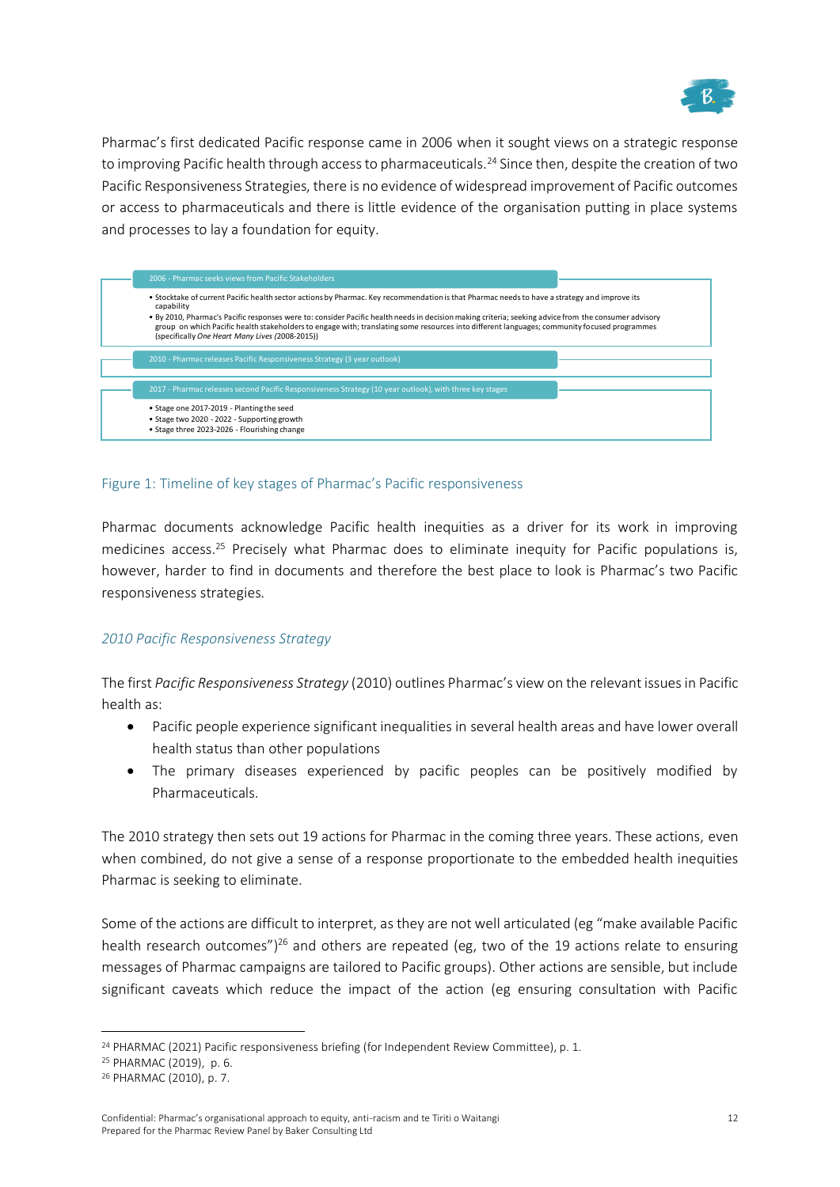Pharmac's first dedicated Pacific response came in 2006 when it sought views on a strategic response to improving Pacific health through access to pharmaceuticals.[24] Since then, despite the creation of two Pacific Responsiveness Strategies, there is no evidence of widespread improvement of Pacific outcomes or access to pharmaceuticals and there is little evidence of the organisation putting in place systems and processes to lay a foundation for equity.

**2006 - Pharmac seeks views from Pacific Stakeholders**

- Stocktake of current Pacific health sector actions by Pharmac. Key recommendation is that Pharmac needs to have a strategy and improve its capability
- By 2010, Pharmac's Pacific responses were to: consider Pacific health needs in decision making criteria; seeking advice from the consumer advisory group on which Pacific health stakeholders to engage with; translating some resources into different languages; community focused programmes (specifically *One Heart Many Lives* (2008-2015))

**2010 - Pharmac releases Pacific Responsiveness Strategy (3 year outlook)**

**2017 - Pharmac releases second Pacific Responsiveness Strategy (10 year outlook), with three key stages**

- Stage one 2017-2019 - Planting the seed
- Stage two 2020 - 2022 - Supporting growth
- Stage three 2023-2026 - Flourishing change

Figure 1: Timeline of key stages of Pharmac's Pacific responsiveness

Pharmac documents acknowledge Pacific health inequities as a driver for its work in improving medicines access.[25] Precisely what Pharmac does to eliminate inequity for Pacific populations is, however, harder to find in documents and therefore the best place to look is Pharmac's two Pacific responsiveness strategies.

### *2010 Pacific Responsiveness Strategy*

The first *Pacific Responsiveness Strategy* (2010) outlines Pharmac's view on the relevant issues in Pacific health as:

- Pacific people experience significant inequalities in several health areas and have lower overall health status than other populations
- The primary diseases experienced by pacific peoples can be positively modified by Pharmaceuticals.

The 2010 strategy then sets out 19 actions for Pharmac in the coming three years. These actions, even when combined, do not give a sense of a response proportionate to the embedded health inequities Pharmac is seeking to eliminate.

Some of the actions are difficult to interpret, as they are not well articulated (eg "make available Pacific health research outcomes")[26] and others are repeated (eg, two of the 19 actions relate to ensuring messages of Pharmac campaigns are tailored to Pacific groups). Other actions are sensible, but include significant caveats which reduce the impact of the action (eg ensuring consultation with Pacific

[24] PHARMAC (2021) Pacific responsiveness briefing (for Independent Review Committee), p. 1.

[25] PHARMAC (2019), p. 6.

[26] PHARMAC (2010), p. 7.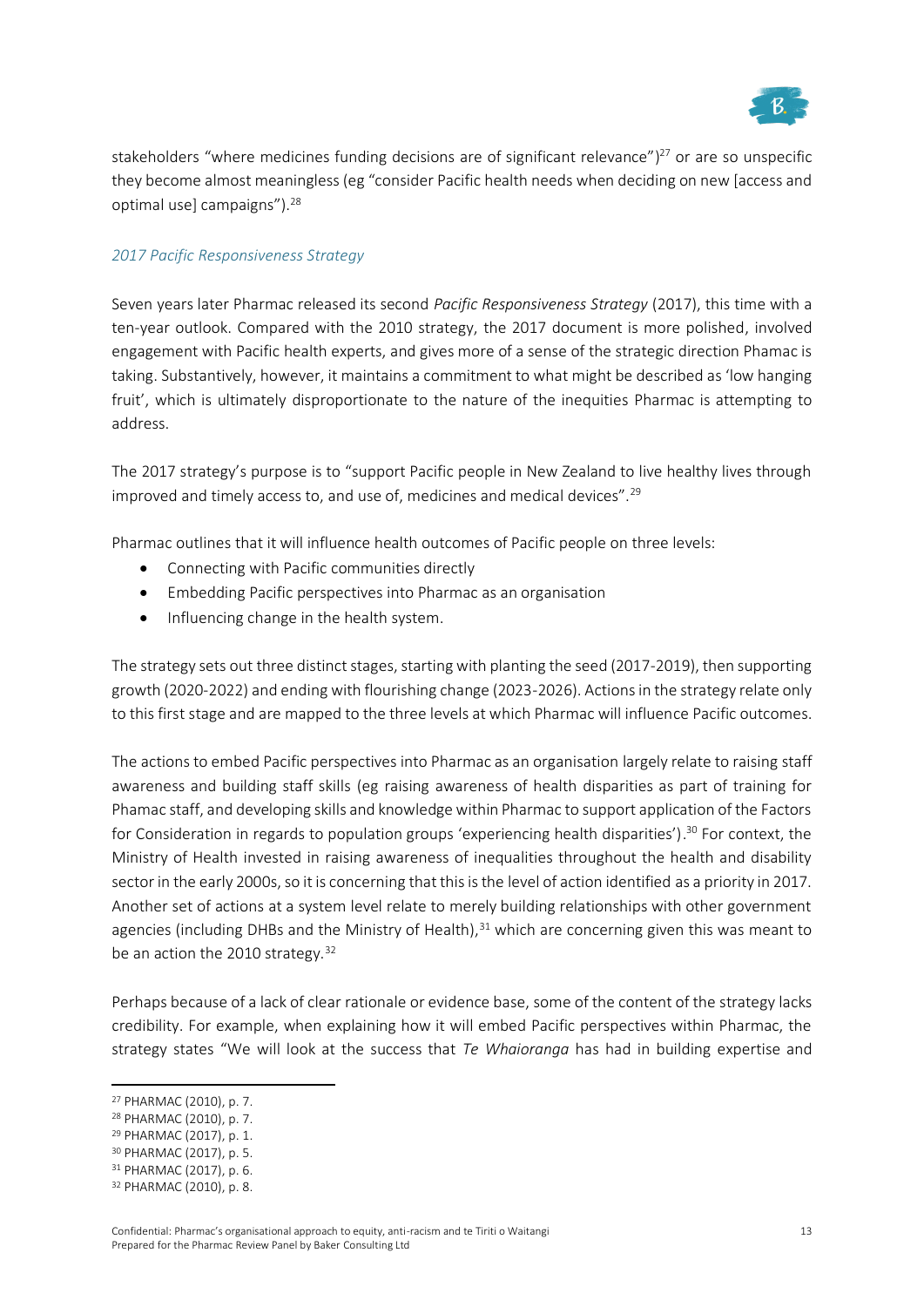stakeholders "where medicines funding decisions are of significant relevance")[27] or are so unspecific they become almost meaningless (eg "consider Pacific health needs when deciding on new [access and optimal use] campaigns").[28]

### *2017 Pacific Responsiveness Strategy*

Seven years later Pharmac released its second *Pacific Responsiveness Strategy* (2017), this time with a ten-year outlook. Compared with the 2010 strategy, the 2017 document is more polished, involved engagement with Pacific health experts, and gives more of a sense of the strategic direction Phamac is taking. Substantively, however, it maintains a commitment to what might be described as 'low hanging fruit', which is ultimately disproportionate to the nature of the inequities Pharmac is attempting to address.

The 2017 strategy's purpose is to "support Pacific people in New Zealand to live healthy lives through improved and timely access to, and use of, medicines and medical devices".[29]

Pharmac outlines that it will influence health outcomes of Pacific people on three levels:

- Connecting with Pacific communities directly
- Embedding Pacific perspectives into Pharmac as an organisation
- Influencing change in the health system.

The strategy sets out three distinct stages, starting with planting the seed (2017-2019), then supporting growth (2020-2022) and ending with flourishing change (2023-2026). Actions in the strategy relate only to this first stage and are mapped to the three levels at which Pharmac will influence Pacific outcomes.

The actions to embed Pacific perspectives into Pharmac as an organisation largely relate to raising staff awareness and building staff skills (eg raising awareness of health disparities as part of training for Phamac staff, and developing skills and knowledge within Pharmac to support application of the Factors for Consideration in regards to population groups 'experiencing health disparities').[30] For context, the Ministry of Health invested in raising awareness of inequalities throughout the health and disability sector in the early 2000s, so it is concerning that this is the level of action identified as a priority in 2017. Another set of actions at a system level relate to merely building relationships with other government agencies (including DHBs and the Ministry of Health),[31] which are concerning given this was meant to be an action the 2010 strategy.[32]

Perhaps because of a lack of clear rationale or evidence base, some of the content of the strategy lacks credibility. For example, when explaining how it will embed Pacific perspectives within Pharmac, the strategy states "We will look at the success that *Te Whaioranga* has had in building expertise and

---

[27] PHARMAC (2010), p. 7.
[28] PHARMAC (2010), p. 7.
[29] PHARMAC (2017), p. 1.
[30] PHARMAC (2017), p. 5.
[31] PHARMAC (2017), p. 6.
[32] PHARMAC (2010), p. 8.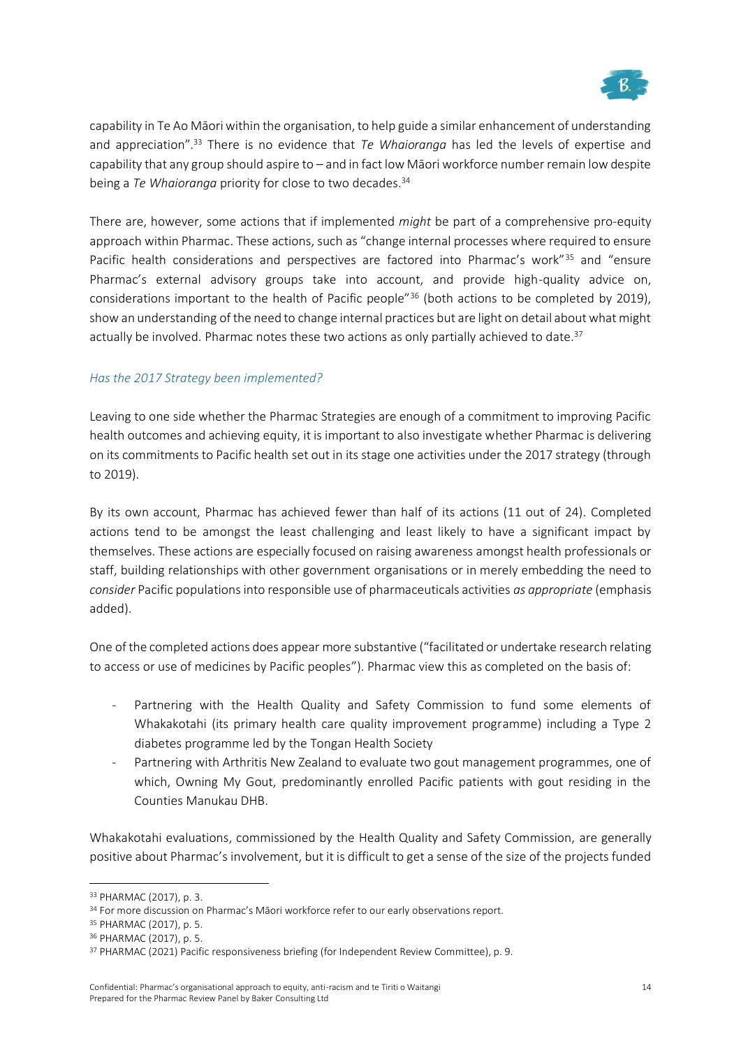capability in Te Ao Māori within the organisation, to help guide a similar enhancement of understanding and appreciation".[33] There is no evidence that *Te Whaioranga* has led the levels of expertise and capability that any group should aspire to – and in fact low Māori workforce number remain low despite being a *Te Whaioranga* priority for close to two decades.[34]

There are, however, some actions that if implemented *might* be part of a comprehensive pro-equity approach within Pharmac. These actions, such as "change internal processes where required to ensure Pacific health considerations and perspectives are factored into Pharmac's work"[35] and "ensure Pharmac's external advisory groups take into account, and provide high-quality advice on, considerations important to the health of Pacific people"[36] (both actions to be completed by 2019), show an understanding of the need to change internal practices but are light on detail about what might actually be involved. Pharmac notes these two actions as only partially achieved to date.[37]

### *Has the 2017 Strategy been implemented?*

Leaving to one side whether the Pharmac Strategies are enough of a commitment to improving Pacific health outcomes and achieving equity, it is important to also investigate whether Pharmac is delivering on its commitments to Pacific health set out in its stage one activities under the 2017 strategy (through to 2019).

By its own account, Pharmac has achieved fewer than half of its actions (11 out of 24). Completed actions tend to be amongst the least challenging and least likely to have a significant impact by themselves. These actions are especially focused on raising awareness amongst health professionals or staff, building relationships with other government organisations or in merely embedding the need to *consider* Pacific populations into responsible use of pharmaceuticals activities *as appropriate* (emphasis added).

One of the completed actions does appear more substantive ("facilitated or undertake research relating to access or use of medicines by Pacific peoples"). Pharmac view this as completed on the basis of:

- Partnering with the Health Quality and Safety Commission to fund some elements of Whakakotahi (its primary health care quality improvement programme) including a Type 2 diabetes programme led by the Tongan Health Society
- Partnering with Arthritis New Zealand to evaluate two gout management programmes, one of which, Owning My Gout, predominantly enrolled Pacific patients with gout residing in the Counties Manukau DHB.

Whakakotahi evaluations, commissioned by the Health Quality and Safety Commission, are generally positive about Pharmac's involvement, but it is difficult to get a sense of the size of the projects funded

---

[33] PHARMAC (2017), p. 3.

[34] For more discussion on Pharmac's Māori workforce refer to our early observations report.

[35] PHARMAC (2017), p. 5.

[36] PHARMAC (2017), p. 5.

[37] PHARMAC (2021) Pacific responsiveness briefing (for Independent Review Committee), p. 9.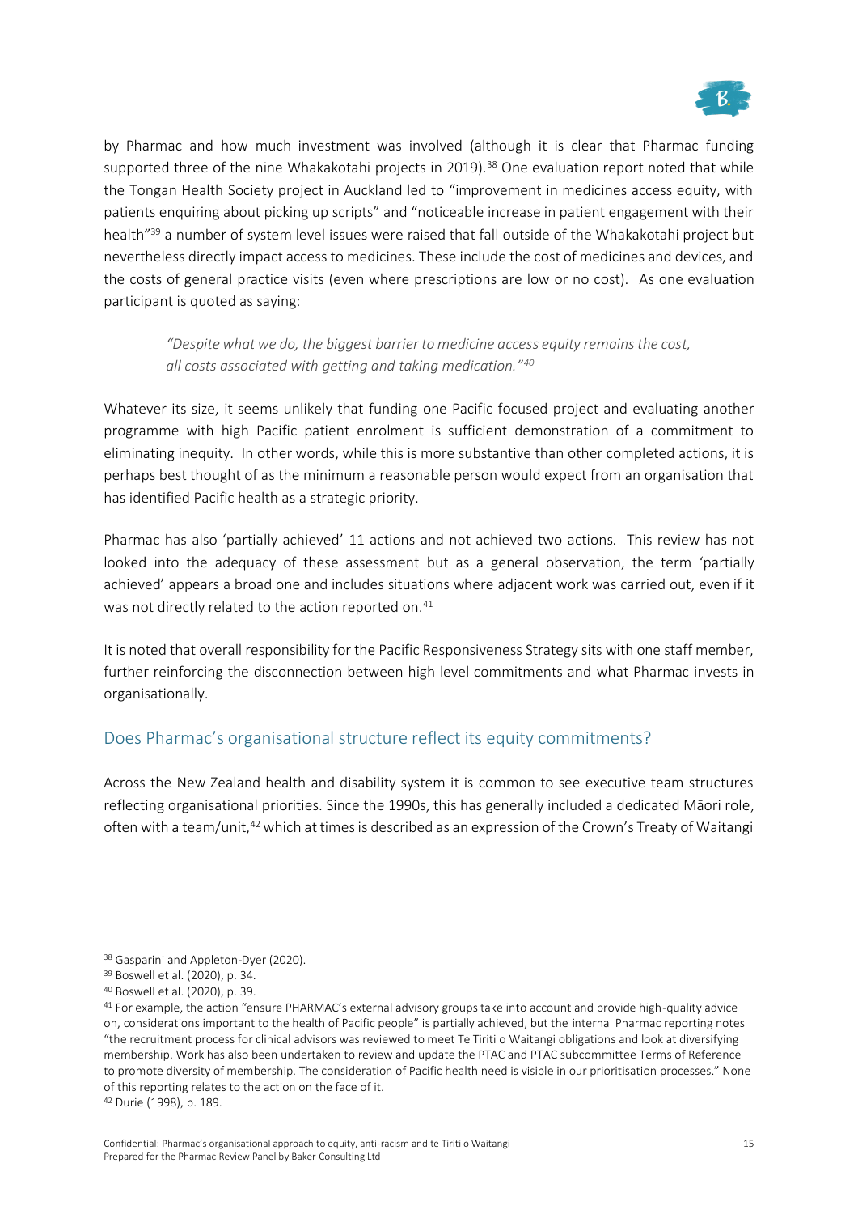by Pharmac and how much investment was involved (although it is clear that Pharmac funding supported three of the nine Whakakotahi projects in 2019).[38] One evaluation report noted that while the Tongan Health Society project in Auckland led to "improvement in medicines access equity, with patients enquiring about picking up scripts" and "noticeable increase in patient engagement with their health"[39] a number of system level issues were raised that fall outside of the Whakakotahi project but nevertheless directly impact access to medicines. These include the cost of medicines and devices, and the costs of general practice visits (even where prescriptions are low or no cost). As one evaluation participant is quoted as saying:

> *"Despite what we do, the biggest barrier to medicine access equity remains the cost, all costs associated with getting and taking medication."*[40]

Whatever its size, it seems unlikely that funding one Pacific focused project and evaluating another programme with high Pacific patient enrolment is sufficient demonstration of a commitment to eliminating inequity. In other words, while this is more substantive than other completed actions, it is perhaps best thought of as the minimum a reasonable person would expect from an organisation that has identified Pacific health as a strategic priority.

Pharmac has also 'partially achieved' 11 actions and not achieved two actions. This review has not looked into the adequacy of these assessment but as a general observation, the term 'partially achieved' appears a broad one and includes situations where adjacent work was carried out, even if it was not directly related to the action reported on.[41]

It is noted that overall responsibility for the Pacific Responsiveness Strategy sits with one staff member, further reinforcing the disconnection between high level commitments and what Pharmac invests in organisationally.

## Does Pharmac's organisational structure reflect its equity commitments?

Across the New Zealand health and disability system it is common to see executive team structures reflecting organisational priorities. Since the 1990s, this has generally included a dedicated Māori role, often with a team/unit,[42] which at times is described as an expression of the Crown's Treaty of Waitangi

---

[38] Gasparini and Appleton-Dyer (2020).

[39] Boswell et al. (2020), p. 34.

[40] Boswell et al. (2020), p. 39.

[41] For example, the action "ensure PHARMAC's external advisory groups take into account and provide high-quality advice on, considerations important to the health of Pacific people" is partially achieved, but the internal Pharmac reporting notes "the recruitment process for clinical advisors was reviewed to meet Te Tiriti o Waitangi obligations and look at diversifying membership. Work has also been undertaken to review and update the PTAC and PTAC subcommittee Terms of Reference to promote diversity of membership. The consideration of Pacific health need is visible in our prioritisation processes." None of this reporting relates to the action on the face of it.

[42] Durie (1998), p. 189.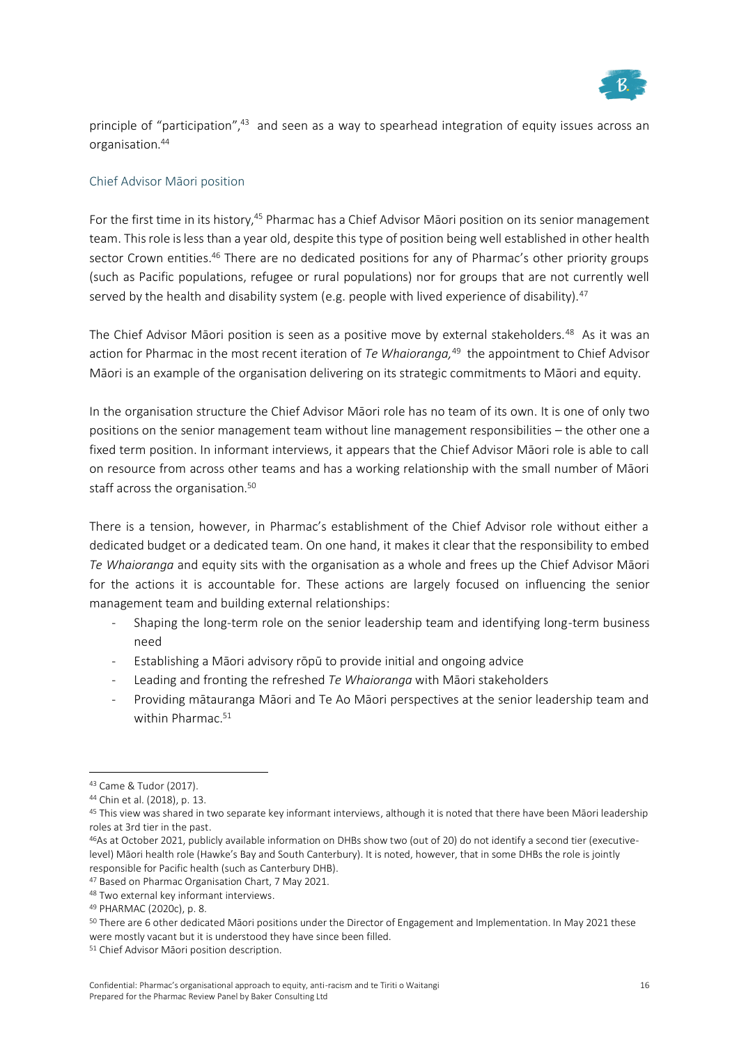principle of "participation",[43] and seen as a way to spearhead integration of equity issues across an organisation.[44]

### Chief Advisor Māori position

For the first time in its history,[45] Pharmac has a Chief Advisor Māori position on its senior management team. This role is less than a year old, despite this type of position being well established in other health sector Crown entities.[46] There are no dedicated positions for any of Pharmac's other priority groups (such as Pacific populations, refugee or rural populations) nor for groups that are not currently well served by the health and disability system (e.g. people with lived experience of disability).[47]

The Chief Advisor Māori position is seen as a positive move by external stakeholders.[48] As it was an action for Pharmac in the most recent iteration of *Te Whaioranga,*[49] the appointment to Chief Advisor Māori is an example of the organisation delivering on its strategic commitments to Māori and equity.

In the organisation structure the Chief Advisor Māori role has no team of its own. It is one of only two positions on the senior management team without line management responsibilities – the other one a fixed term position. In informant interviews, it appears that the Chief Advisor Māori role is able to call on resource from across other teams and has a working relationship with the small number of Māori staff across the organisation.[50]

There is a tension, however, in Pharmac's establishment of the Chief Advisor role without either a dedicated budget or a dedicated team. On one hand, it makes it clear that the responsibility to embed *Te Whaioranga* and equity sits with the organisation as a whole and frees up the Chief Advisor Māori for the actions it is accountable for. These actions are largely focused on influencing the senior management team and building external relationships:

- Shaping the long-term role on the senior leadership team and identifying long-term business need
- Establishing a Māori advisory rōpū to provide initial and ongoing advice
- Leading and fronting the refreshed *Te Whaioranga* with Māori stakeholders
- Providing mātauranga Māori and Te Ao Māori perspectives at the senior leadership team and within Pharmac.[51]

---

[43] Came & Tudor (2017).

[44] Chin et al. (2018), p. 13.

[45] This view was shared in two separate key informant interviews, although it is noted that there have been Māori leadership roles at 3rd tier in the past.

[46] As at October 2021, publicly available information on DHBs show two (out of 20) do not identify a second tier (executive-level) Māori health role (Hawke's Bay and South Canterbury). It is noted, however, that in some DHBs the role is jointly responsible for Pacific health (such as Canterbury DHB).

[47] Based on Pharmac Organisation Chart, 7 May 2021.

[48] Two external key informant interviews.

[49] PHARMAC (2020c), p. 8.

[50] There are 6 other dedicated Māori positions under the Director of Engagement and Implementation. In May 2021 these were mostly vacant but it is understood they have since been filled.

[51] Chief Advisor Māori position description.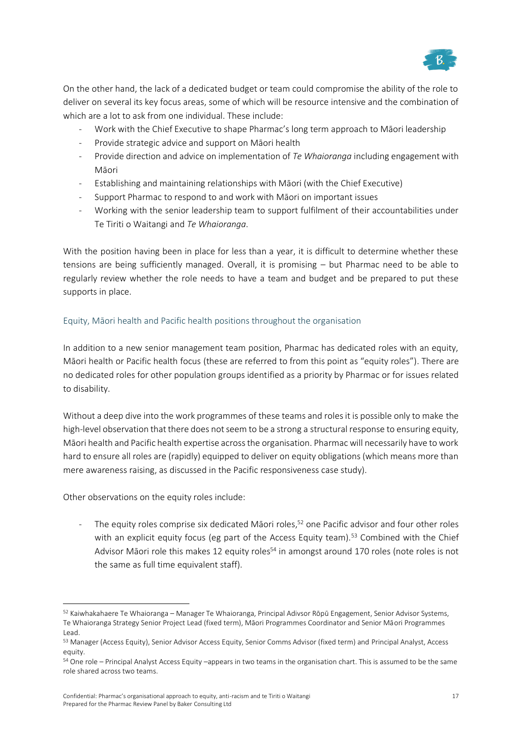On the other hand, the lack of a dedicated budget or team could compromise the ability of the role to deliver on several its key focus areas, some of which will be resource intensive and the combination of which are a lot to ask from one individual. These include:

- Work with the Chief Executive to shape Pharmac's long term approach to Māori leadership
- Provide strategic advice and support on Māori health
- Provide direction and advice on implementation of *Te Whaioranga* including engagement with Māori
- Establishing and maintaining relationships with Māori (with the Chief Executive)
- Support Pharmac to respond to and work with Māori on important issues
- Working with the senior leadership team to support fulfilment of their accountabilities under Te Tiriti o Waitangi and *Te Whaioranga*.

With the position having been in place for less than a year, it is difficult to determine whether these tensions are being sufficiently managed. Overall, it is promising – but Pharmac need to be able to regularly review whether the role needs to have a team and budget and be prepared to put these supports in place.

### Equity, Māori health and Pacific health positions throughout the organisation

In addition to a new senior management team position, Pharmac has dedicated roles with an equity, Māori health or Pacific health focus (these are referred to from this point as "equity roles"). There are no dedicated roles for other population groups identified as a priority by Pharmac or for issues related to disability.

Without a deep dive into the work programmes of these teams and roles it is possible only to make the high-level observation that there does not seem to be a strong a structural response to ensuring equity, Māori health and Pacific health expertise across the organisation. Pharmac will necessarily have to work hard to ensure all roles are (rapidly) equipped to deliver on equity obligations (which means more than mere awareness raising, as discussed in the Pacific responsiveness case study).

Other observations on the equity roles include:

- The equity roles comprise six dedicated Māori roles,[52] one Pacific advisor and four other roles with an explicit equity focus (eg part of the Access Equity team).[53] Combined with the Chief Advisor Māori role this makes 12 equity roles[54] in amongst around 170 roles (note roles is not the same as full time equivalent staff).

---

[52] Kaiwhakahaere Te Whaioranga – Manager Te Whaioranga, Principal Adivsor Rōpū Engagement, Senior Advisor Systems, Te Whaioranga Strategy Senior Project Lead (fixed term), Māori Programmes Coordinator and Senior Māori Programmes Lead.

[53] Manager (Access Equity), Senior Advisor Access Equity, Senior Comms Advisor (fixed term) and Principal Analyst, Access equity.

[54] One role – Principal Analyst Access Equity –appears in two teams in the organisation chart. This is assumed to be the same role shared across two teams.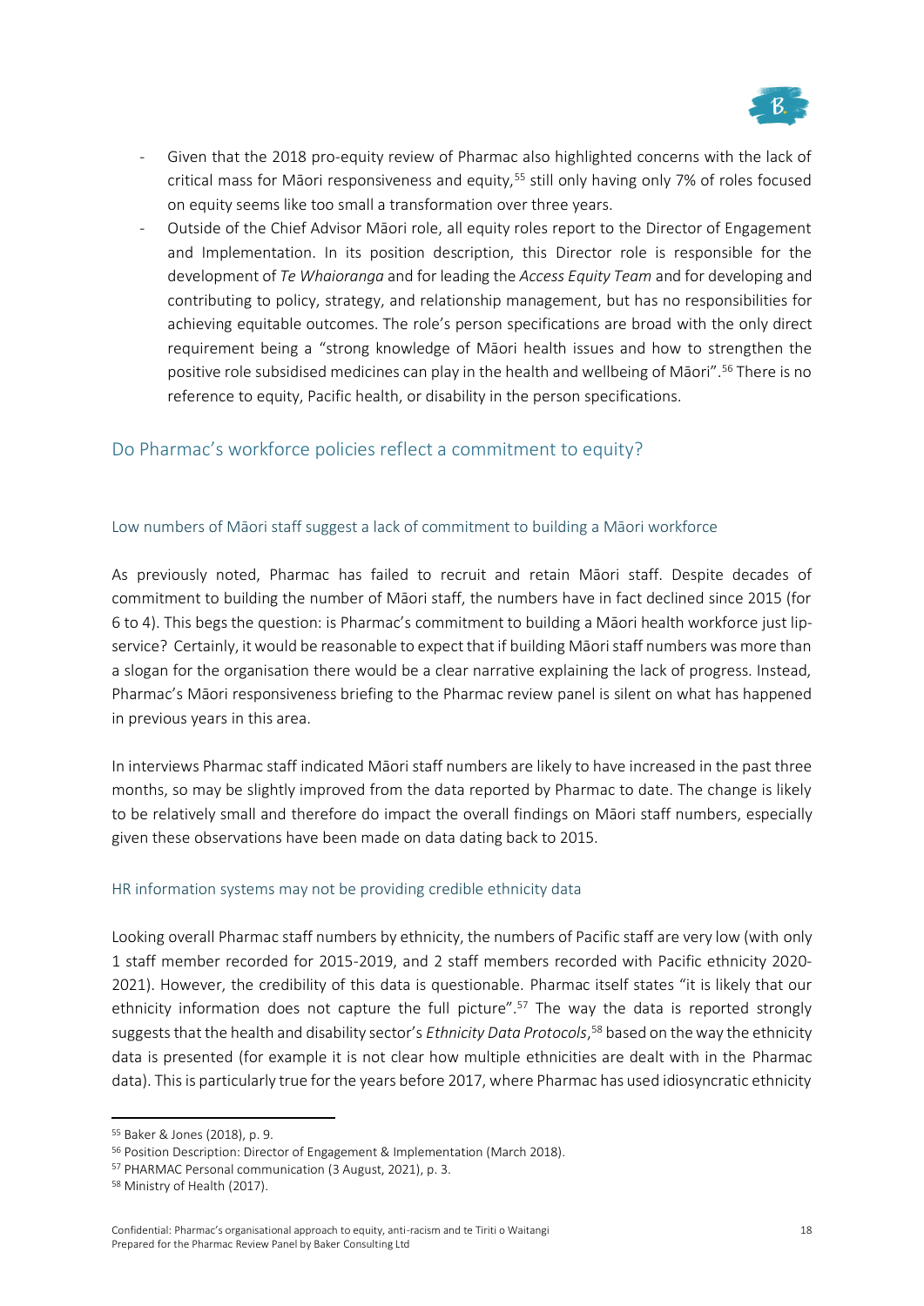- Given that the 2018 pro-equity review of Pharmac also highlighted concerns with the lack of critical mass for Māori responsiveness and equity,[55] still only having only 7% of roles focused on equity seems like too small a transformation over three years.
- Outside of the Chief Advisor Māori role, all equity roles report to the Director of Engagement and Implementation. In its position description, this Director role is responsible for the development of *Te Whaioranga* and for leading the *Access Equity Team* and for developing and contributing to policy, strategy, and relationship management, but has no responsibilities for achieving equitable outcomes. The role's person specifications are broad with the only direct requirement being a "strong knowledge of Māori health issues and how to strengthen the positive role subsidised medicines can play in the health and wellbeing of Māori".[56] There is no reference to equity, Pacific health, or disability in the person specifications.

## Do Pharmac's workforce policies reflect a commitment to equity?

### Low numbers of Māori staff suggest a lack of commitment to building a Māori workforce

As previously noted, Pharmac has failed to recruit and retain Māori staff. Despite decades of commitment to building the number of Māori staff, the numbers have in fact declined since 2015 (for 6 to 4). This begs the question: is Pharmac's commitment to building a Māori health workforce just lip-service? Certainly, it would be reasonable to expect that if building Māori staff numbers was more than a slogan for the organisation there would be a clear narrative explaining the lack of progress. Instead, Pharmac's Māori responsiveness briefing to the Pharmac review panel is silent on what has happened in previous years in this area.

In interviews Pharmac staff indicated Māori staff numbers are likely to have increased in the past three months, so may be slightly improved from the data reported by Pharmac to date. The change is likely to be relatively small and therefore do impact the overall findings on Māori staff numbers, especially given these observations have been made on data dating back to 2015.

### HR information systems may not be providing credible ethnicity data

Looking overall Pharmac staff numbers by ethnicity, the numbers of Pacific staff are very low (with only 1 staff member recorded for 2015-2019, and 2 staff members recorded with Pacific ethnicity 2020-2021). However, the credibility of this data is questionable. Pharmac itself states "it is likely that our ethnicity information does not capture the full picture".[57] The way the data is reported strongly suggests that the health and disability sector's *Ethnicity Data Protocols*,[58] based on the way the ethnicity data is presented (for example it is not clear how multiple ethnicities are dealt with in the Pharmac data). This is particularly true for the years before 2017, where Pharmac has used idiosyncratic ethnicity

---

[55] Baker & Jones (2018), p. 9.

[56] Position Description: Director of Engagement & Implementation (March 2018).

[57] PHARMAC Personal communication (3 August, 2021), p. 3.

[58] Ministry of Health (2017).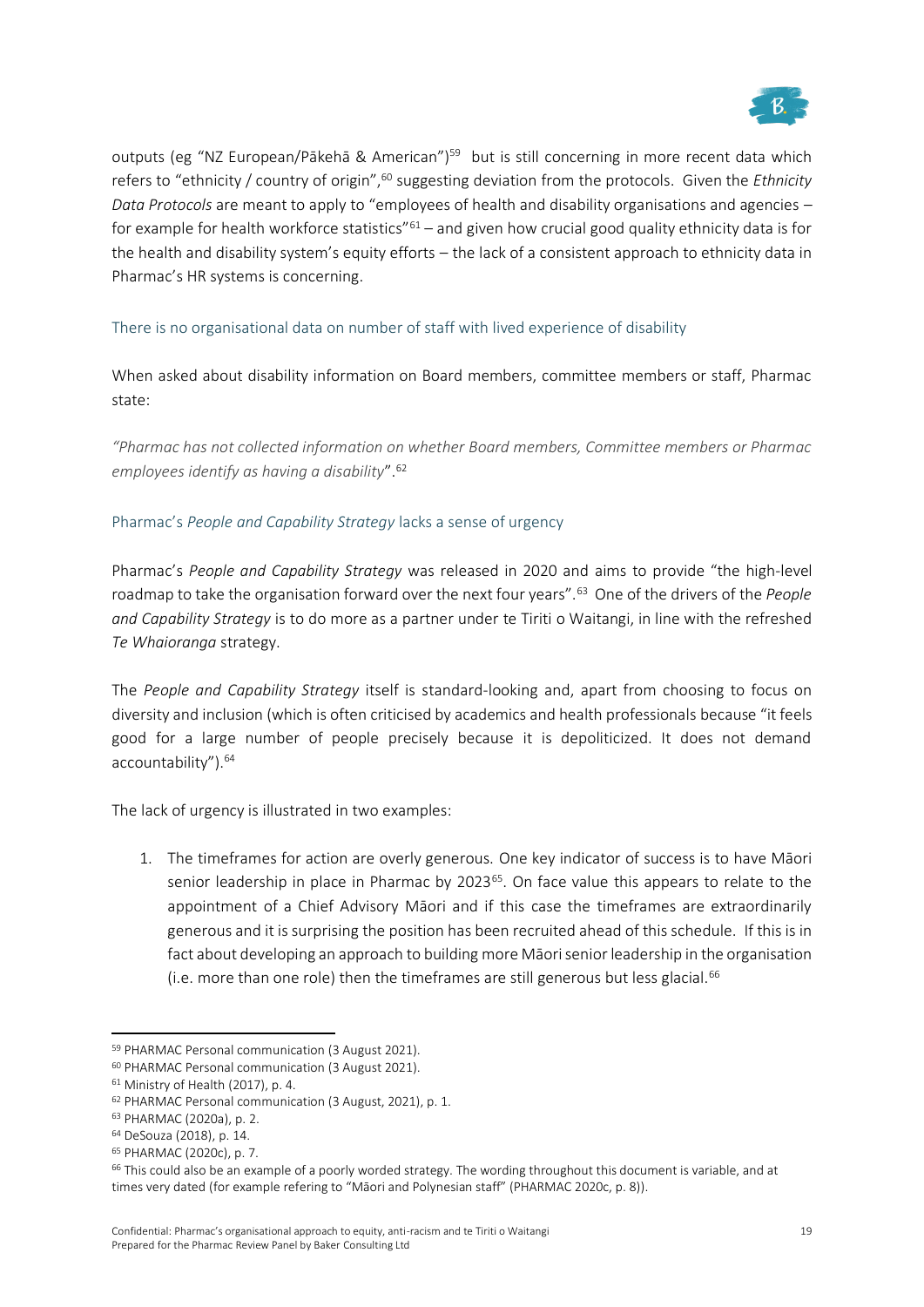outputs (eg "NZ European/Pākehā & American")[59] but is still concerning in more recent data which refers to "ethnicity / country of origin",[60] suggesting deviation from the protocols. Given the *Ethnicity Data Protocols* are meant to apply to "employees of health and disability organisations and agencies – for example for health workforce statistics"[61] – and given how crucial good quality ethnicity data is for the health and disability system's equity efforts – the lack of a consistent approach to ethnicity data in Pharmac's HR systems is concerning.

### There is no organisational data on number of staff with lived experience of disability

When asked about disability information on Board members, committee members or staff, Pharmac state:

*"Pharmac has not collected information on whether Board members, Committee members or Pharmac employees identify as having a disability"*.[62]

### Pharmac's *People and Capability Strategy* lacks a sense of urgency

Pharmac's *People and Capability Strategy* was released in 2020 and aims to provide "the high-level roadmap to take the organisation forward over the next four years".[63] One of the drivers of the *People and Capability Strategy* is to do more as a partner under te Tiriti o Waitangi, in line with the refreshed *Te Whaioranga* strategy.

The *People and Capability Strategy* itself is standard-looking and, apart from choosing to focus on diversity and inclusion (which is often criticised by academics and health professionals because "it feels good for a large number of people precisely because it is depoliticized. It does not demand accountability").[64]

The lack of urgency is illustrated in two examples:

1. The timeframes for action are overly generous. One key indicator of success is to have Māori senior leadership in place in Pharmac by 2023[65]. On face value this appears to relate to the appointment of a Chief Advisory Māori and if this case the timeframes are extraordinarily generous and it is surprising the position has been recruited ahead of this schedule. If this is in fact about developing an approach to building more Māori senior leadership in the organisation (i.e. more than one role) then the timeframes are still generous but less glacial.[66]

---

[59] PHARMAC Personal communication (3 August 2021).
[60] PHARMAC Personal communication (3 August 2021).
[61] Ministry of Health (2017), p. 4.
[62] PHARMAC Personal communication (3 August, 2021), p. 1.
[63] PHARMAC (2020a), p. 2.
[64] DeSouza (2018), p. 14.
[65] PHARMAC (2020c), p. 7.
[66] This could also be an example of a poorly worded strategy. The wording throughout this document is variable, and at times very dated (for example refering to "Māori and Polynesian staff" (PHARMAC 2020c, p. 8)).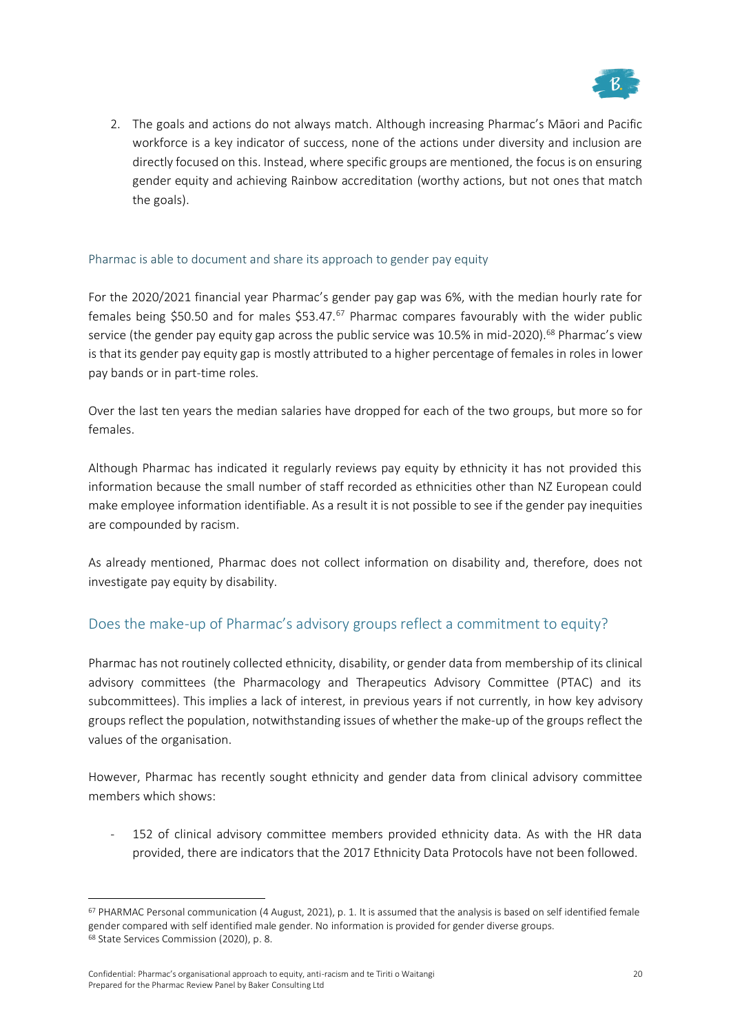2. The goals and actions do not always match. Although increasing Pharmac's Māori and Pacific workforce is a key indicator of success, none of the actions under diversity and inclusion are directly focused on this. Instead, where specific groups are mentioned, the focus is on ensuring gender equity and achieving Rainbow accreditation (worthy actions, but not ones that match the goals).

### Pharmac is able to document and share its approach to gender pay equity

For the 2020/2021 financial year Pharmac's gender pay gap was 6%, with the median hourly rate for females being $50.50 and for males $53.47.[67] Pharmac compares favourably with the wider public service (the gender pay equity gap across the public service was 10.5% in mid-2020).[68] Pharmac's view is that its gender pay equity gap is mostly attributed to a higher percentage of females in roles in lower pay bands or in part-time roles.

Over the last ten years the median salaries have dropped for each of the two groups, but more so for females.

Although Pharmac has indicated it regularly reviews pay equity by ethnicity it has not provided this information because the small number of staff recorded as ethnicities other than NZ European could make employee information identifiable. As a result it is not possible to see if the gender pay inequities are compounded by racism.

As already mentioned, Pharmac does not collect information on disability and, therefore, does not investigate pay equity by disability.

## Does the make-up of Pharmac's advisory groups reflect a commitment to equity?

Pharmac has not routinely collected ethnicity, disability, or gender data from membership of its clinical advisory committees (the Pharmacology and Therapeutics Advisory Committee (PTAC) and its subcommittees). This implies a lack of interest, in previous years if not currently, in how key advisory groups reflect the population, notwithstanding issues of whether the make-up of the groups reflect the values of the organisation.

However, Pharmac has recently sought ethnicity and gender data from clinical advisory committee members which shows:

- 152 of clinical advisory committee members provided ethnicity data. As with the HR data provided, there are indicators that the 2017 Ethnicity Data Protocols have not been followed.

---

[67] PHARMAC Personal communication (4 August, 2021), p. 1. It is assumed that the analysis is based on self identified female gender compared with self identified male gender. No information is provided for gender diverse groups.

[68] State Services Commission (2020), p. 8.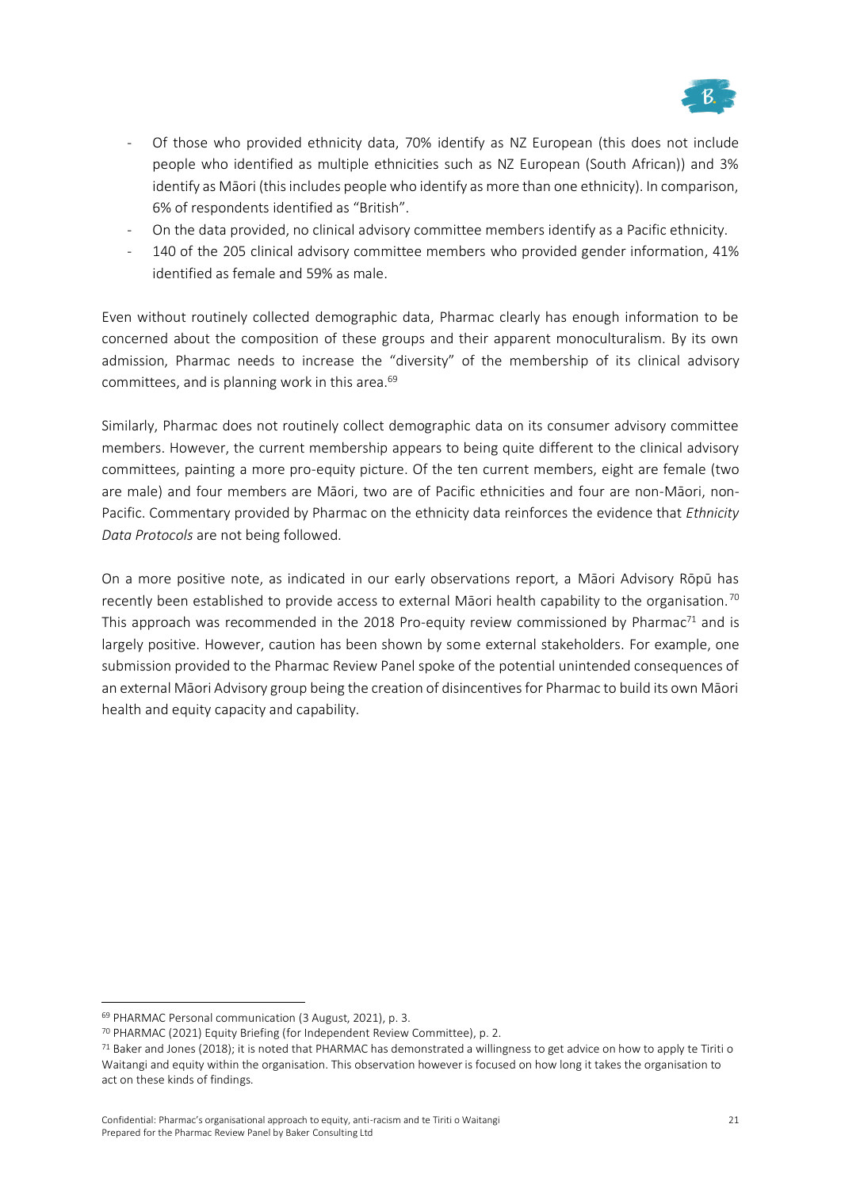- Of those who provided ethnicity data, 70% identify as NZ European (this does not include people who identified as multiple ethnicities such as NZ European (South African)) and 3% identify as Māori (this includes people who identify as more than one ethnicity). In comparison, 6% of respondents identified as "British".
- On the data provided, no clinical advisory committee members identify as a Pacific ethnicity.
- 140 of the 205 clinical advisory committee members who provided gender information, 41% identified as female and 59% as male.

Even without routinely collected demographic data, Pharmac clearly has enough information to be concerned about the composition of these groups and their apparent monoculturalism. By its own admission, Pharmac needs to increase the "diversity" of the membership of its clinical advisory committees, and is planning work in this area.[69]

Similarly, Pharmac does not routinely collect demographic data on its consumer advisory committee members. However, the current membership appears to being quite different to the clinical advisory committees, painting a more pro-equity picture. Of the ten current members, eight are female (two are male) and four members are Māori, two are of Pacific ethnicities and four are non-Māori, non-Pacific. Commentary provided by Pharmac on the ethnicity data reinforces the evidence that *Ethnicity Data Protocols* are not being followed.

On a more positive note, as indicated in our early observations report, a Māori Advisory Rōpū has recently been established to provide access to external Māori health capability to the organisation.[70] This approach was recommended in the 2018 Pro-equity review commissioned by Pharmac[71] and is largely positive. However, caution has been shown by some external stakeholders. For example, one submission provided to the Pharmac Review Panel spoke of the potential unintended consequences of an external Māori Advisory group being the creation of disincentives for Pharmac to build its own Māori health and equity capacity and capability.

---

[69] PHARMAC Personal communication (3 August, 2021), p. 3.

[70] PHARMAC (2021) Equity Briefing (for Independent Review Committee), p. 2.

[71] Baker and Jones (2018); it is noted that PHARMAC has demonstrated a willingness to get advice on how to apply te Tiriti o Waitangi and equity within the organisation. This observation however is focused on how long it takes the organisation to act on these kinds of findings.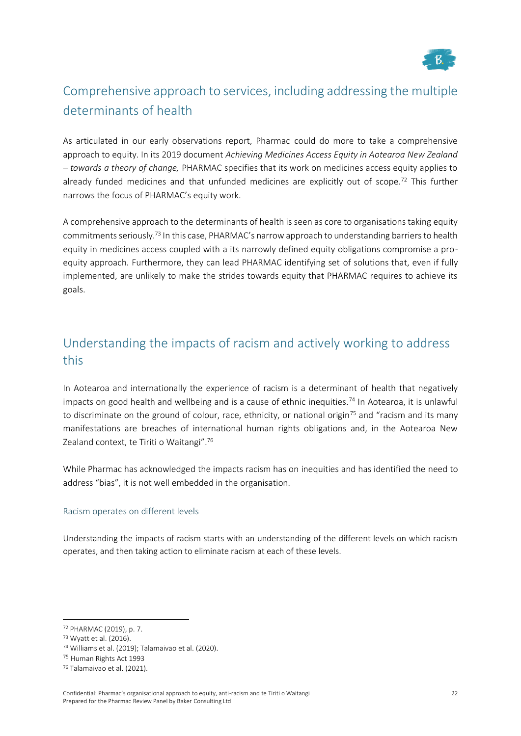## Comprehensive approach to services, including addressing the multiple determinants of health

As articulated in our early observations report, Pharmac could do more to take a comprehensive approach to equity. In its 2019 document *Achieving Medicines Access Equity in Aotearoa New Zealand – towards a theory of change,* PHARMAC specifies that its work on medicines access equity applies to already funded medicines and that unfunded medicines are explicitly out of scope.[72] This further narrows the focus of PHARMAC's equity work.

A comprehensive approach to the determinants of health is seen as core to organisations taking equity commitments seriously.[73] In this case, PHARMAC's narrow approach to understanding barriers to health equity in medicines access coupled with a its narrowly defined equity obligations compromise a pro-equity approach. Furthermore, they can lead PHARMAC identifying set of solutions that, even if fully implemented, are unlikely to make the strides towards equity that PHARMAC requires to achieve its goals.

## Understanding the impacts of racism and actively working to address this

In Aotearoa and internationally the experience of racism is a determinant of health that negatively impacts on good health and wellbeing and is a cause of ethnic inequities.[74] In Aotearoa, it is unlawful to discriminate on the ground of colour, race, ethnicity, or national origin[75] and "racism and its many manifestations are breaches of international human rights obligations and, in the Aotearoa New Zealand context, te Tiriti o Waitangi".[76]

While Pharmac has acknowledged the impacts racism has on inequities and has identified the need to address "bias", it is not well embedded in the organisation.

### Racism operates on different levels

Understanding the impacts of racism starts with an understanding of the different levels on which racism operates, and then taking action to eliminate racism at each of these levels.

---

[72] PHARMAC (2019), p. 7.

[73] Wyatt et al. (2016).

[74] Williams et al. (2019); Talamaivao et al. (2020).

[75] Human Rights Act 1993

[76] Talamaivao et al. (2021).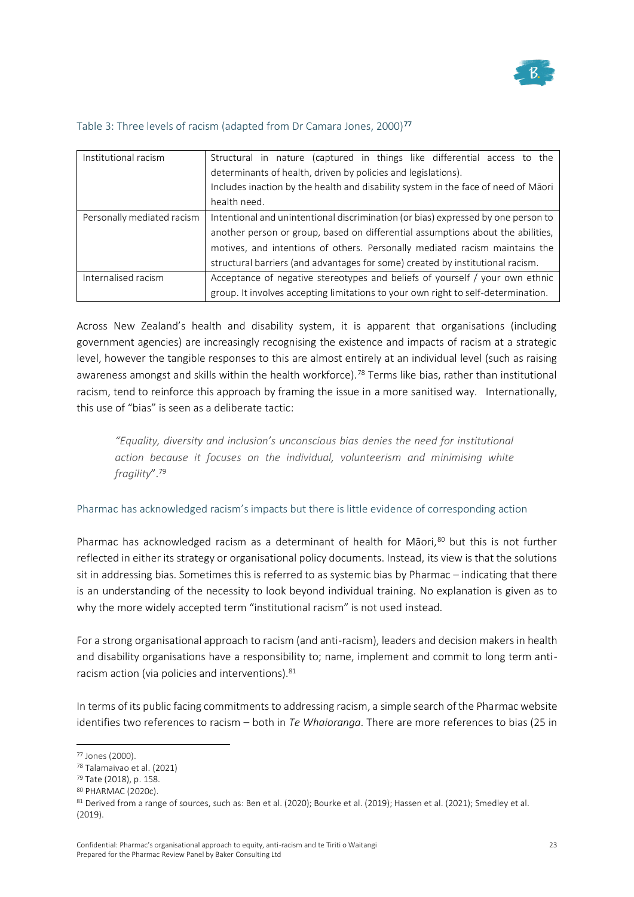### Table 3: Three levels of racism (adapted from Dr Camara Jones, 2000)[77]

| Institutional racism | Structural in nature (captured in things like differential access to the determinants of health, driven by policies and legislations). Includes inaction by the health and disability system in the face of need of Māori health need. |
|---|---|
| Personally mediated racism | Intentional and unintentional discrimination (or bias) expressed by one person to another person or group, based on differential assumptions about the abilities, motives, and intentions of others. Personally mediated racism maintains the structural barriers (and advantages for some) created by institutional racism. |
| Internalised racism | Acceptance of negative stereotypes and beliefs of yourself / your own ethnic group. It involves accepting limitations to your own right to self-determination. |

Across New Zealand's health and disability system, it is apparent that organisations (including government agencies) are increasingly recognising the existence and impacts of racism at a strategic level, however the tangible responses to this are almost entirely at an individual level (such as raising awareness amongst and skills within the health workforce).[78] Terms like bias, rather than institutional racism, tend to reinforce this approach by framing the issue in a more sanitised way. Internationally, this use of "bias" is seen as a deliberate tactic:

> *"Equality, diversity and inclusion's unconscious bias denies the need for institutional action because it focuses on the individual, volunteerism and minimising white fragility"*.[79]

### Pharmac has acknowledged racism's impacts but there is little evidence of corresponding action

Pharmac has acknowledged racism as a determinant of health for Māori,[80] but this is not further reflected in either its strategy or organisational policy documents. Instead, its view is that the solutions sit in addressing bias. Sometimes this is referred to as systemic bias by Pharmac – indicating that there is an understanding of the necessity to look beyond individual training. No explanation is given as to why the more widely accepted term "institutional racism" is not used instead.

For a strong organisational approach to racism (and anti-racism), leaders and decision makers in health and disability organisations have a responsibility to; name, implement and commit to long term anti-racism action (via policies and interventions).[81]

In terms of its public facing commitments to addressing racism, a simple search of the Pharmac website identifies two references to racism – both in *Te Whaioranga*. There are more references to bias (25 in

---

[77] Jones (2000).

[78] Talamaivao et al. (2021)

[79] Tate (2018), p. 158.

[80] PHARMAC (2020c).

[81] Derived from a range of sources, such as: Ben et al. (2020); Bourke et al. (2019); Hassen et al. (2021); Smedley et al. (2019).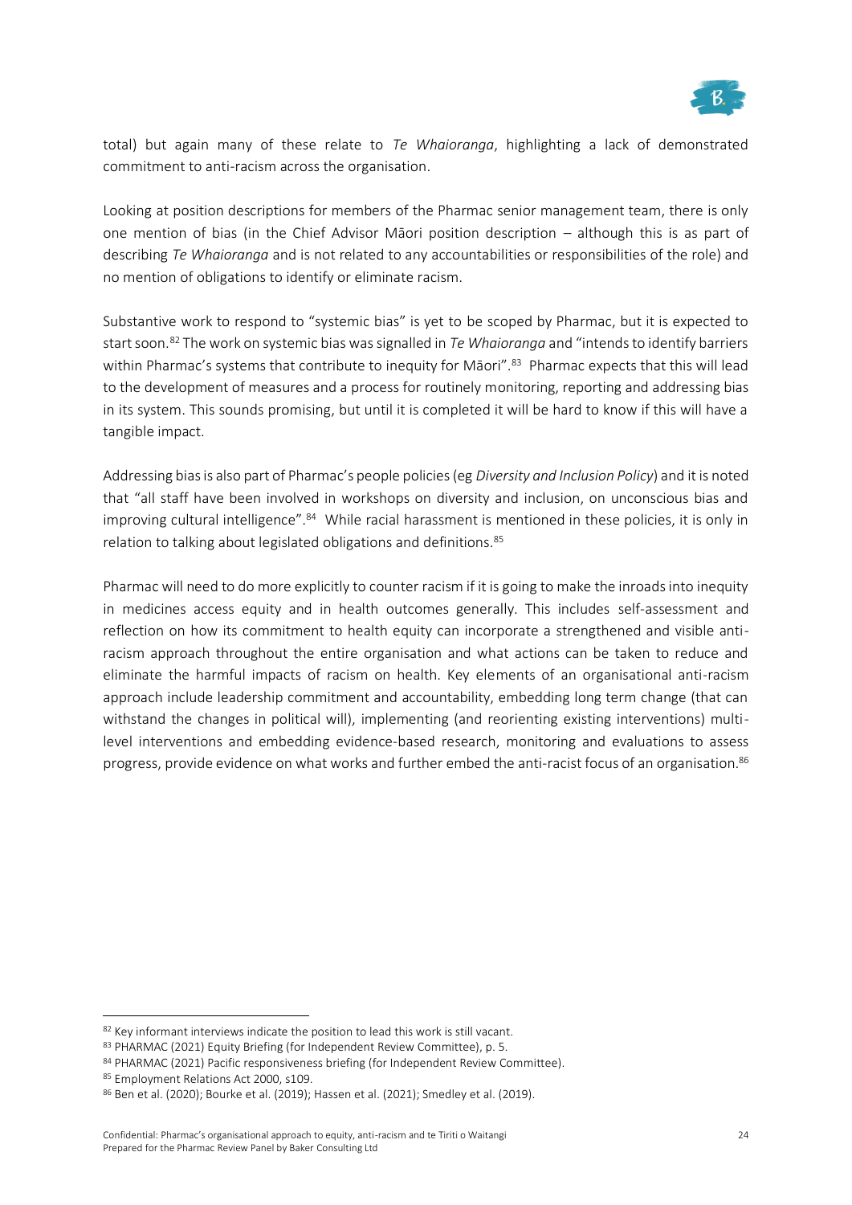total) but again many of these relate to *Te Whaioranga*, highlighting a lack of demonstrated commitment to anti-racism across the organisation.

Looking at position descriptions for members of the Pharmac senior management team, there is only one mention of bias (in the Chief Advisor Māori position description – although this is as part of describing *Te Whaioranga* and is not related to any accountabilities or responsibilities of the role) and no mention of obligations to identify or eliminate racism.

Substantive work to respond to "systemic bias" is yet to be scoped by Pharmac, but it is expected to start soon.[82] The work on systemic bias was signalled in *Te Whaioranga* and "intends to identify barriers within Pharmac's systems that contribute to inequity for Māori".[83] Pharmac expects that this will lead to the development of measures and a process for routinely monitoring, reporting and addressing bias in its system. This sounds promising, but until it is completed it will be hard to know if this will have a tangible impact.

Addressing bias is also part of Pharmac's people policies (eg *Diversity and Inclusion Policy*) and it is noted that "all staff have been involved in workshops on diversity and inclusion, on unconscious bias and improving cultural intelligence".[84] While racial harassment is mentioned in these policies, it is only in relation to talking about legislated obligations and definitions.[85]

Pharmac will need to do more explicitly to counter racism if it is going to make the inroads into inequity in medicines access equity and in health outcomes generally. This includes self-assessment and reflection on how its commitment to health equity can incorporate a strengthened and visible anti-racism approach throughout the entire organisation and what actions can be taken to reduce and eliminate the harmful impacts of racism on health. Key elements of an organisational anti-racism approach include leadership commitment and accountability, embedding long term change (that can withstand the changes in political will), implementing (and reorienting existing interventions) multi-level interventions and embedding evidence-based research, monitoring and evaluations to assess progress, provide evidence on what works and further embed the anti-racist focus of an organisation.[86]

---

[82] Key informant interviews indicate the position to lead this work is still vacant.

[83] PHARMAC (2021) Equity Briefing (for Independent Review Committee), p. 5.

[84] PHARMAC (2021) Pacific responsiveness briefing (for Independent Review Committee).

[85] Employment Relations Act 2000, s109.

[86] Ben et al. (2020); Bourke et al. (2019); Hassen et al. (2021); Smedley et al. (2019).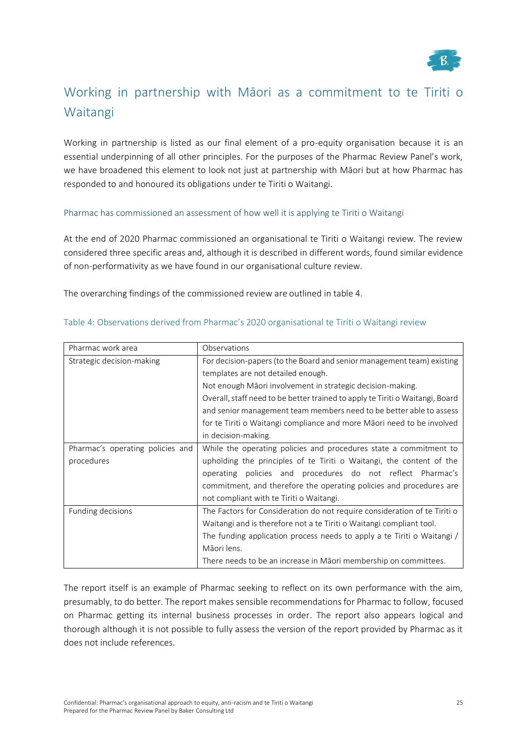## Working in partnership with Māori as a commitment to te Tiriti o Waitangi

Working in partnership is listed as our final element of a pro-equity organisation because it is an essential underpinning of all other principles. For the purposes of the Pharmac Review Panel's work, we have broadened this element to look not just at partnership with Māori but at how Pharmac has responded to and honoured its obligations under te Tiriti o Waitangi.

### Pharmac has commissioned an assessment of how well it is applying te Tiriti o Waitangi

At the end of 2020 Pharmac commissioned an organisational te Tiriti o Waitangi review. The review considered three specific areas and, although it is described in different words, found similar evidence of non-performativity as we have found in our organisational culture review.

The overarching findings of the commissioned review are outlined in table 4.

Table 4: Observations derived from Pharmac's 2020 organisational te Tiriti o Waitangi review

| Pharmac work area | Observations |
|---|---|
| Strategic decision-making | For decision-papers (to the Board and senior management team) existing templates are not detailed enough.<br>Not enough Māori involvement in strategic decision-making.<br>Overall, staff need to be better trained to apply te Tiriti o Waitangi, Board and senior management team members need to be better able to assess for te Tiriti o Waitangi compliance and more Māori need to be involved in decision-making. |
| Pharmac's operating policies and procedures | While the operating policies and procedures state a commitment to upholding the principles of te Tiriti o Waitangi, the content of the operating policies and procedures do not reflect Pharmac's commitment, and therefore the operating policies and procedures are not compliant with te Tiriti o Waitangi. |
| Funding decisions | The Factors for Consideration do not require consideration of te Tiriti o Waitangi and is therefore not a te Tiriti o Waitangi compliant tool.<br>The funding application process needs to apply a te Tiriti o Waitangi / Māori lens.<br>There needs to be an increase in Māori membership on committees. |

The report itself is an example of Pharmac seeking to reflect on its own performance with the aim, presumably, to do better. The report makes sensible recommendations for Pharmac to follow, focused on Pharmac getting its internal business processes in order. The report also appears logical and thorough although it is not possible to fully assess the version of the report provided by Pharmac as it does not include references.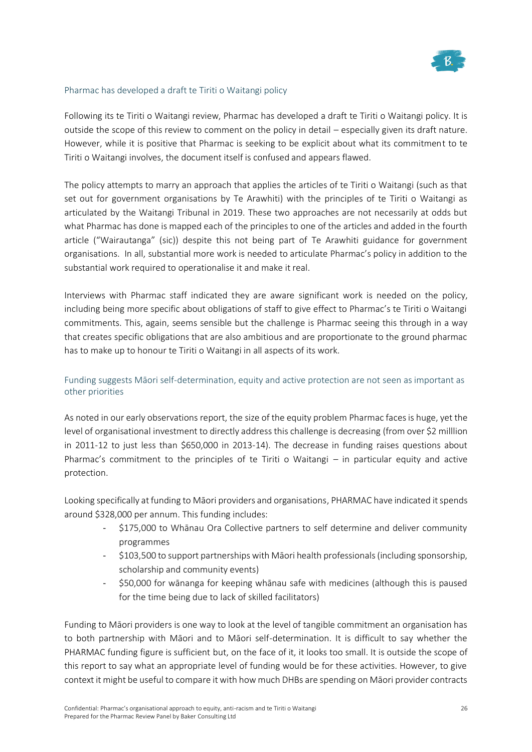## Pharmac has developed a draft te Tiriti o Waitangi policy

Following its te Tiriti o Waitangi review, Pharmac has developed a draft te Tiriti o Waitangi policy. It is outside the scope of this review to comment on the policy in detail – especially given its draft nature. However, while it is positive that Pharmac is seeking to be explicit about what its commitment to te Tiriti o Waitangi involves, the document itself is confused and appears flawed.

The policy attempts to marry an approach that applies the articles of te Tiriti o Waitangi (such as that set out for government organisations by Te Arawhiti) with the principles of te Tiriti o Waitangi as articulated by the Waitangi Tribunal in 2019. These two approaches are not necessarily at odds but what Pharmac has done is mapped each of the principles to one of the articles and added in the fourth article ("Wairautanga" (sic)) despite this not being part of Te Arawhiti guidance for government organisations. In all, substantial more work is needed to articulate Pharmac's policy in addition to the substantial work required to operationalise it and make it real.

Interviews with Pharmac staff indicated they are aware significant work is needed on the policy, including being more specific about obligations of staff to give effect to Pharmac's te Tiriti o Waitangi commitments. This, again, seems sensible but the challenge is Pharmac seeing this through in a way that creates specific obligations that are also ambitious and are proportionate to the ground pharmac has to make up to honour te Tiriti o Waitangi in all aspects of its work.

## Funding suggests Māori self-determination, equity and active protection are not seen as important as other priorities

As noted in our early observations report, the size of the equity problem Pharmac faces is huge, yet the level of organisational investment to directly address this challenge is decreasing (from over $2 milllion in 2011-12 to just less than $650,000 in 2013-14). The decrease in funding raises questions about Pharmac's commitment to the principles of te Tiriti o Waitangi – in particular equity and active protection.

Looking specifically at funding to Māori providers and organisations, PHARMAC have indicated it spends around $328,000 per annum. This funding includes:

- $175,000 to Whānau Ora Collective partners to self determine and deliver community programmes
- $103,500 to support partnerships with Māori health professionals (including sponsorship, scholarship and community events)
- $50,000 for wānanga for keeping whānau safe with medicines (although this is paused for the time being due to lack of skilled facilitators)

Funding to Māori providers is one way to look at the level of tangible commitment an organisation has to both partnership with Māori and to Māori self-determination. It is difficult to say whether the PHARMAC funding figure is sufficient but, on the face of it, it looks too small. It is outside the scope of this report to say what an appropriate level of funding would be for these activities. However, to give context it might be useful to compare it with how much DHBs are spending on Māori provider contracts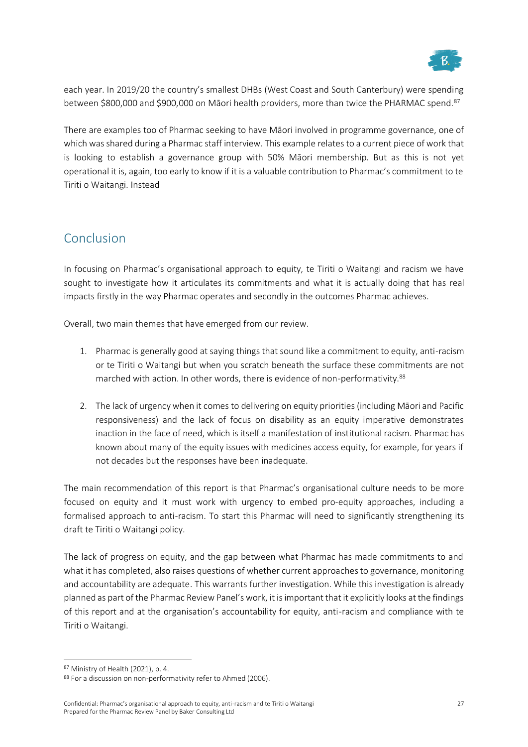each year. In 2019/20 the country's smallest DHBs (West Coast and South Canterbury) were spending between \$800,000 and \$900,000 on Māori health providers, more than twice the PHARMAC spend.[87]

There are examples too of Pharmac seeking to have Māori involved in programme governance, one of which was shared during a Pharmac staff interview. This example relates to a current piece of work that is looking to establish a governance group with 50% Māori membership. But as this is not yet operational it is, again, too early to know if it is a valuable contribution to Pharmac's commitment to te Tiriti o Waitangi. Instead

## Conclusion

In focusing on Pharmac's organisational approach to equity, te Tiriti o Waitangi and racism we have sought to investigate how it articulates its commitments and what it is actually doing that has real impacts firstly in the way Pharmac operates and secondly in the outcomes Pharmac achieves.

Overall, two main themes that have emerged from our review.

1. Pharmac is generally good at saying things that sound like a commitment to equity, anti-racism or te Tiriti o Waitangi but when you scratch beneath the surface these commitments are not marched with action. In other words, there is evidence of non-performativity.[88]

2. The lack of urgency when it comes to delivering on equity priorities (including Māori and Pacific responsiveness) and the lack of focus on disability as an equity imperative demonstrates inaction in the face of need, which is itself a manifestation of institutional racism. Pharmac has known about many of the equity issues with medicines access equity, for example, for years if not decades but the responses have been inadequate.

The main recommendation of this report is that Pharmac's organisational culture needs to be more focused on equity and it must work with urgency to embed pro-equity approaches, including a formalised approach to anti-racism. To start this Pharmac will need to significantly strengthening its draft te Tiriti o Waitangi policy.

The lack of progress on equity, and the gap between what Pharmac has made commitments to and what it has completed, also raises questions of whether current approaches to governance, monitoring and accountability are adequate. This warrants further investigation. While this investigation is already planned as part of the Pharmac Review Panel's work, it is important that it explicitly looks at the findings of this report and at the organisation's accountability for equity, anti-racism and compliance with te Tiriti o Waitangi.

---

[87] Ministry of Health (2021), p. 4.

[88] For a discussion on non-performativity refer to Ahmed (2006).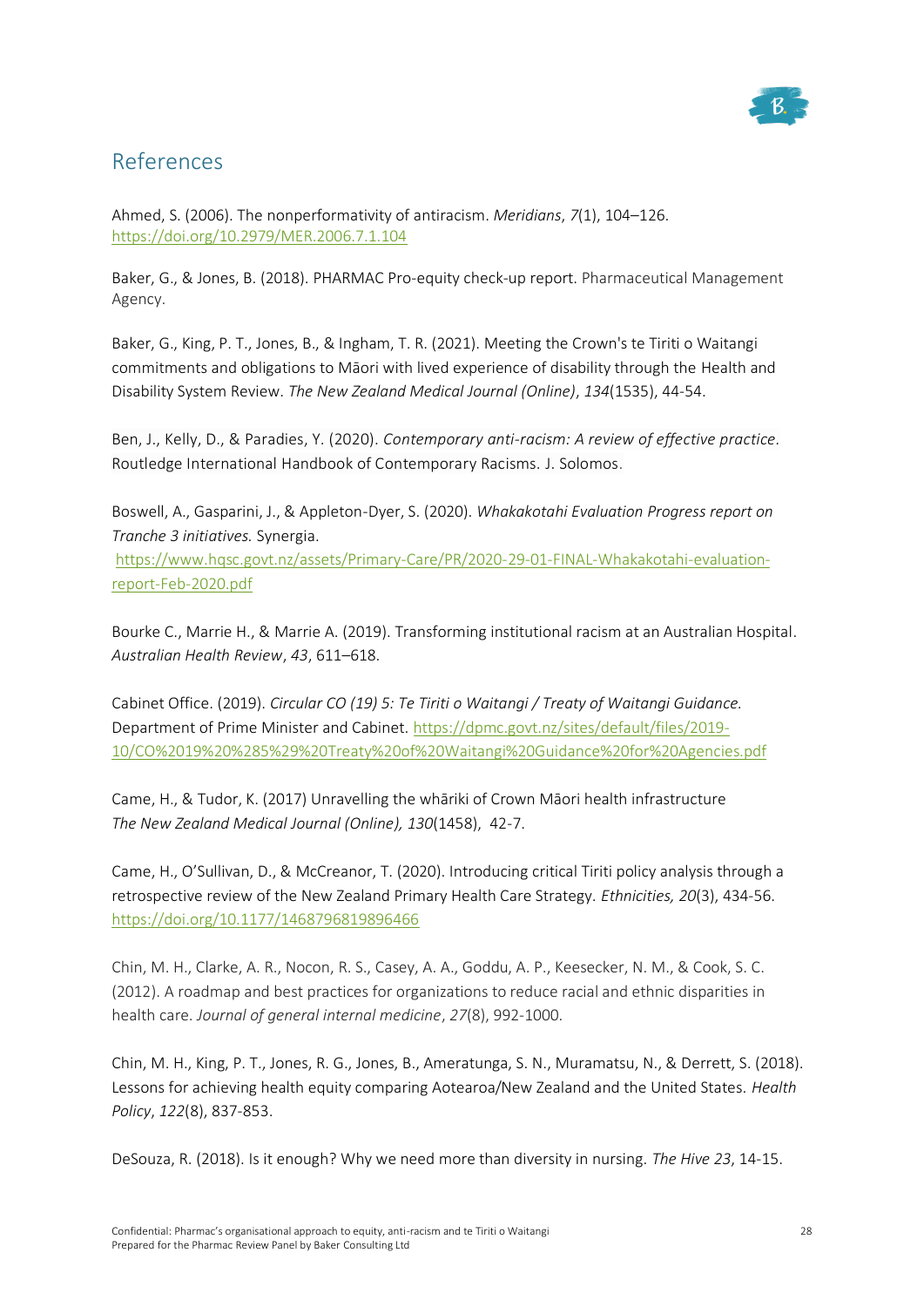## References

Ahmed, S. (2006). The nonperformativity of antiracism. *Meridians*, *7*(1), 104–126. https://doi.org/10.2979/MER.2006.7.1.104

Baker, G., & Jones, B. (2018). PHARMAC Pro-equity check-up report. Pharmaceutical Management Agency.

Baker, G., King, P. T., Jones, B., & Ingham, T. R. (2021). Meeting the Crown's te Tiriti o Waitangi commitments and obligations to Māori with lived experience of disability through the Health and Disability System Review. *The New Zealand Medical Journal (Online)*, *134*(1535), 44-54.

Ben, J., Kelly, D., & Paradies, Y. (2020). *Contemporary anti-racism: A review of effective practice*. Routledge International Handbook of Contemporary Racisms. J. Solomos.

Boswell, A., Gasparini, J., & Appleton-Dyer, S. (2020). *Whakakotahi Evaluation Progress report on Tranche 3 initiatives.* Synergia. https://www.hqsc.govt.nz/assets/Primary-Care/PR/2020-29-01-FINAL-Whakakotahi-evaluation-report-Feb-2020.pdf

Bourke C., Marrie H., & Marrie A. (2019). Transforming institutional racism at an Australian Hospital. *Australian Health Review*, *43*, 611–618.

Cabinet Office. (2019). *Circular CO (19) 5: Te Tiriti o Waitangi / Treaty of Waitangi Guidance.* Department of Prime Minister and Cabinet. https://dpmc.govt.nz/sites/default/files/2019-10/CO%2019%20%285%29%20Treaty%20of%20Waitangi%20Guidance%20for%20Agencies.pdf

Came, H., & Tudor, K. (2017) Unravelling the whāriki of Crown Māori health infrastructure *The New Zealand Medical Journal (Online), 130*(1458), 42-7.

Came, H., O'Sullivan, D., & McCreanor, T. (2020). Introducing critical Tiriti policy analysis through a retrospective review of the New Zealand Primary Health Care Strategy. *Ethnicities, 20*(3), 434-56. https://doi.org/10.1177/1468796819896466

Chin, M. H., Clarke, A. R., Nocon, R. S., Casey, A. A., Goddu, A. P., Keesecker, N. M., & Cook, S. C. (2012). A roadmap and best practices for organizations to reduce racial and ethnic disparities in health care. *Journal of general internal medicine*, *27*(8), 992-1000.

Chin, M. H., King, P. T., Jones, R. G., Jones, B., Ameratunga, S. N., Muramatsu, N., & Derrett, S. (2018). Lessons for achieving health equity comparing Aotearoa/New Zealand and the United States. *Health Policy*, *122*(8), 837-853.

DeSouza, R. (2018). Is it enough? Why we need more than diversity in nursing. *The Hive 23*, 14-15.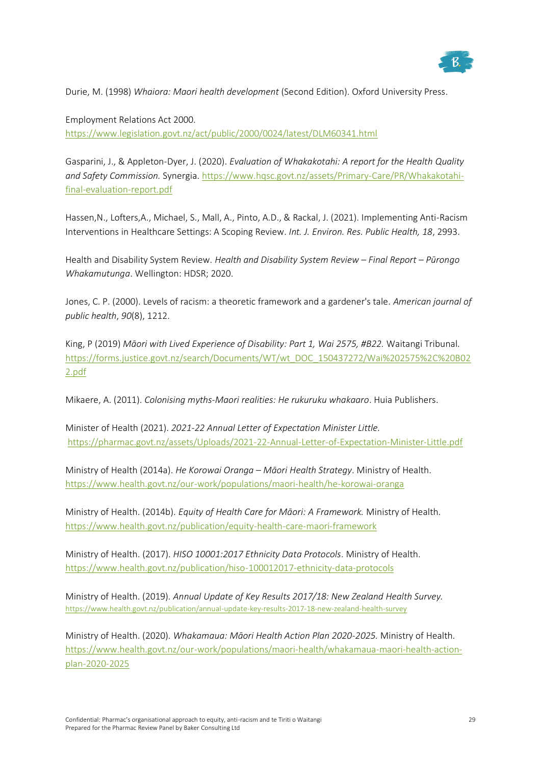Durie, M. (1998) *Whaiora: Maori health development* (Second Edition). Oxford University Press.

Employment Relations Act 2000. https://www.legislation.govt.nz/act/public/2000/0024/latest/DLM60341.html

Gasparini, J., & Appleton-Dyer, J. (2020). *Evaluation of Whakakotahi: A report for the Health Quality and Safety Commission.* Synergia. https://www.hqsc.govt.nz/assets/Primary-Care/PR/Whakakotahi-final-evaluation-report.pdf

Hassen,N., Lofters,A., Michael, S., Mall, A., Pinto, A.D., & Rackal, J. (2021). Implementing Anti-Racism Interventions in Healthcare Settings: A Scoping Review. *Int. J. Environ. Res. Public Health, 18*, 2993.

Health and Disability System Review. *Health and Disability System Review – Final Report – Pūrongo Whakamutunga*. Wellington: HDSR; 2020.

Jones, C. P. (2000). Levels of racism: a theoretic framework and a gardener's tale. *American journal of public health*, *90*(8), 1212.

King, P (2019) *Māori with Lived Experience of Disability: Part 1, Wai 2575, #B22.* Waitangi Tribunal. https://forms.justice.govt.nz/search/Documents/WT/wt_DOC_150437272/Wai%202575%2C%20B022.pdf

Mikaere, A. (2011). *Colonising myths-Maori realities: He rukuruku whakaaro*. Huia Publishers.

Minister of Health (2021). *2021-22 Annual Letter of Expectation Minister Little.* https://pharmac.govt.nz/assets/Uploads/2021-22-Annual-Letter-of-Expectation-Minister-Little.pdf

Ministry of Health (2014a). *He Korowai Oranga – Māori Health Strategy*. Ministry of Health. https://www.health.govt.nz/our-work/populations/maori-health/he-korowai-oranga

Ministry of Health. (2014b). *Equity of Health Care for Māori: A Framework.* Ministry of Health. https://www.health.govt.nz/publication/equity-health-care-maori-framework

Ministry of Health. (2017). *HISO 10001:2017 Ethnicity Data Protocols*. Ministry of Health. https://www.health.govt.nz/publication/hiso-100012017-ethnicity-data-protocols

Ministry of Health. (2019). *Annual Update of Key Results 2017/18: New Zealand Health Survey.* https://www.health.govt.nz/publication/annual-update-key-results-2017-18-new-zealand-health-survey

Ministry of Health. (2020). *Whakamaua: Māori Health Action Plan 2020-2025.* Ministry of Health. https://www.health.govt.nz/our-work/populations/maori-health/whakamaua-maori-health-action-plan-2020-2025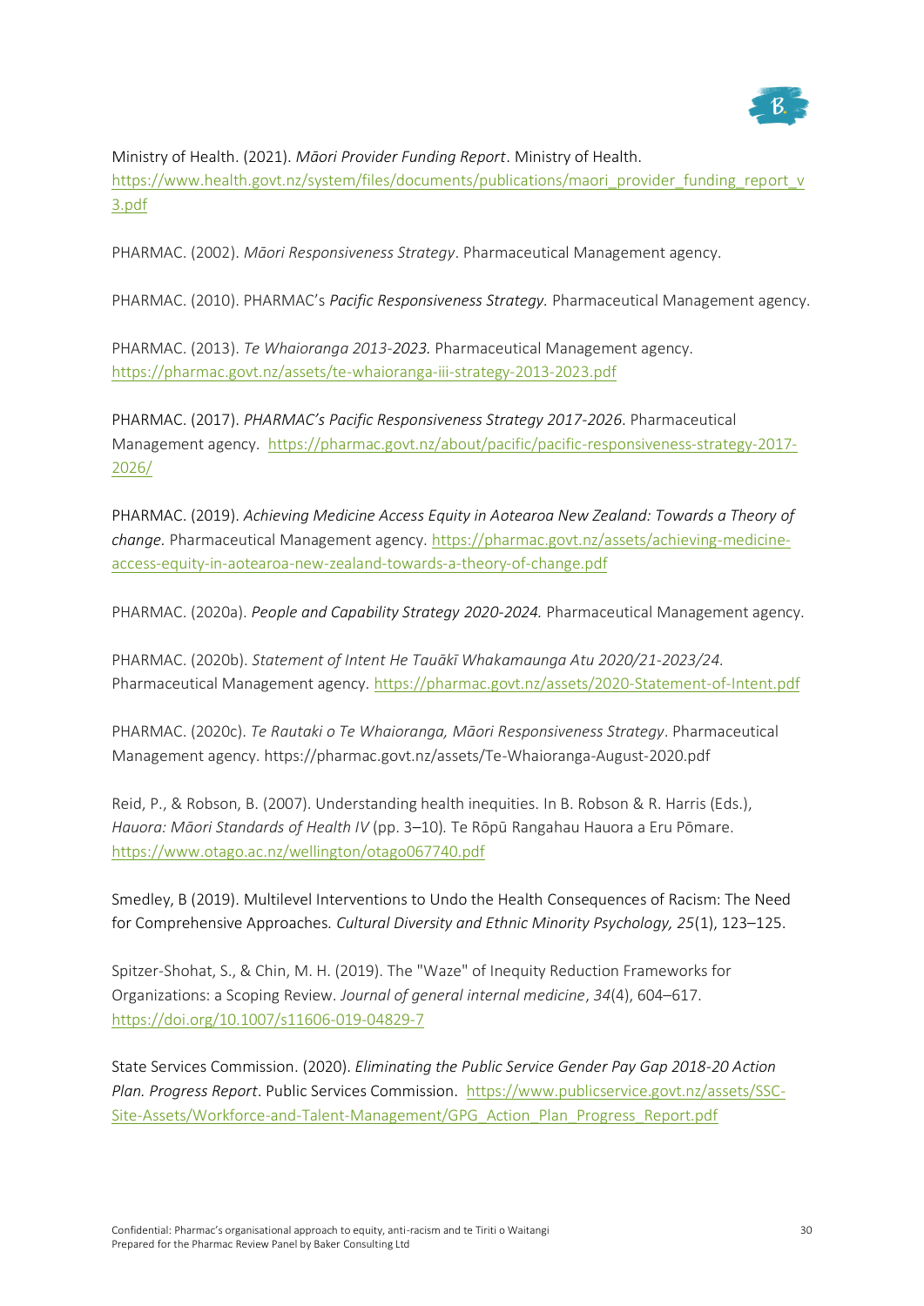Ministry of Health. (2021). *Māori Provider Funding Report*. Ministry of Health. https://www.health.govt.nz/system/files/documents/publications/maori_provider_funding_report_v3.pdf

PHARMAC. (2002). *Māori Responsiveness Strategy*. Pharmaceutical Management agency.

PHARMAC. (2010). PHARMAC's *Pacific Responsiveness Strategy.* Pharmaceutical Management agency.

PHARMAC. (2013). *Te Whaioranga 2013-2023.* Pharmaceutical Management agency. https://pharmac.govt.nz/assets/te-whaioranga-iii-strategy-2013-2023.pdf

PHARMAC. (2017). *PHARMAC's Pacific Responsiveness Strategy 2017-2026.* Pharmaceutical Management agency. https://pharmac.govt.nz/about/pacific/pacific-responsiveness-strategy-2017-2026/

PHARMAC. (2019). *Achieving Medicine Access Equity in Aotearoa New Zealand: Towards a Theory of change.* Pharmaceutical Management agency. https://pharmac.govt.nz/assets/achieving-medicine-access-equity-in-aotearoa-new-zealand-towards-a-theory-of-change.pdf

PHARMAC. (2020a). *People and Capability Strategy 2020-2024.* Pharmaceutical Management agency.

PHARMAC. (2020b). *Statement of Intent He Tauākī Whakamaunga Atu 2020/21-2023/24.* Pharmaceutical Management agency. https://pharmac.govt.nz/assets/2020-Statement-of-Intent.pdf

PHARMAC. (2020c). *Te Rautaki o Te Whaioranga, Māori Responsiveness Strategy*. Pharmaceutical Management agency. https://pharmac.govt.nz/assets/Te-Whaioranga-August-2020.pdf

Reid, P., & Robson, B. (2007). Understanding health inequities. In B. Robson & R. Harris (Eds.), *Hauora: Māori Standards of Health IV* (pp. 3–10)*.* Te Rōpū Rangahau Hauora a Eru Pōmare. https://www.otago.ac.nz/wellington/otago067740.pdf

Smedley, B (2019). Multilevel Interventions to Undo the Health Consequences of Racism: The Need for Comprehensive Approaches*. Cultural Diversity and Ethnic Minority Psychology, 25*(1), 123–125.

Spitzer-Shohat, S., & Chin, M. H. (2019). The "Waze" of Inequity Reduction Frameworks for Organizations: a Scoping Review. *Journal of general internal medicine*, *34*(4), 604–617. https://doi.org/10.1007/s11606-019-04829-7

State Services Commission. (2020). *Eliminating the Public Service Gender Pay Gap 2018-20 Action Plan. Progress Report*. Public Services Commission. https://www.publicservice.govt.nz/assets/SSC-Site-Assets/Workforce-and-Talent-Management/GPG_Action_Plan_Progress_Report.pdf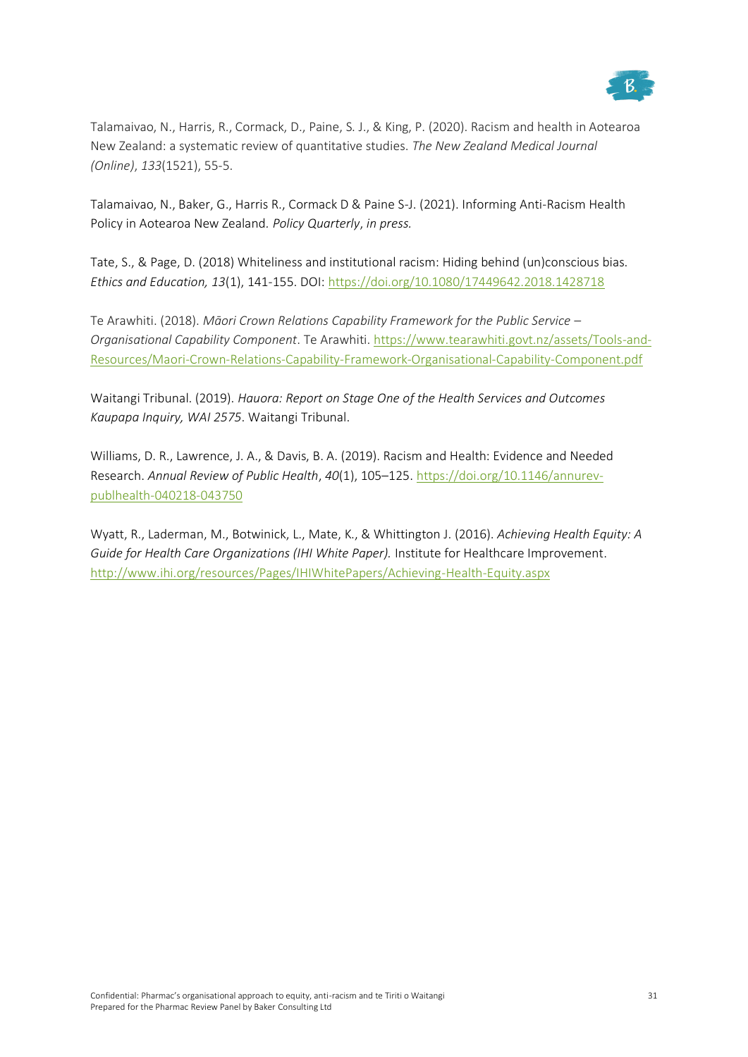Talamaivao, N., Harris, R., Cormack, D., Paine, S. J., & King, P. (2020). Racism and health in Aotearoa New Zealand: a systematic review of quantitative studies. *The New Zealand Medical Journal (Online)*, *133*(1521), 55-5.

Talamaivao, N., Baker, G., Harris R., Cormack D & Paine S-J. (2021). Informing Anti-Racism Health Policy in Aotearoa New Zealand. *Policy Quarterly*, *in press.*

Tate, S., & Page, D. (2018) Whiteliness and institutional racism: Hiding behind (un)conscious bias. *Ethics and Education, 13*(1), 141-155. DOI: https://doi.org/10.1080/17449642.2018.1428718

Te Arawhiti. (2018). *Māori Crown Relations Capability Framework for the Public Service – Organisational Capability Component*. Te Arawhiti. https://www.tearawhiti.govt.nz/assets/Tools-and-Resources/Maori-Crown-Relations-Capability-Framework-Organisational-Capability-Component.pdf

Waitangi Tribunal. (2019). *Hauora: Report on Stage One of the Health Services and Outcomes Kaupapa Inquiry, WAI 2575*. Waitangi Tribunal.

Williams, D. R., Lawrence, J. A., & Davis, B. A. (2019). Racism and Health: Evidence and Needed Research. *Annual Review of Public Health*, *40*(1), 105–125. https://doi.org/10.1146/annurev-publhealth-040218-043750

Wyatt, R., Laderman, M., Botwinick, L., Mate, K., & Whittington J. (2016). *Achieving Health Equity: A Guide for Health Care Organizations (IHI White Paper).* Institute for Healthcare Improvement. http://www.ihi.org/resources/Pages/IHIWhitePapers/Achieving-Health-Equity.aspx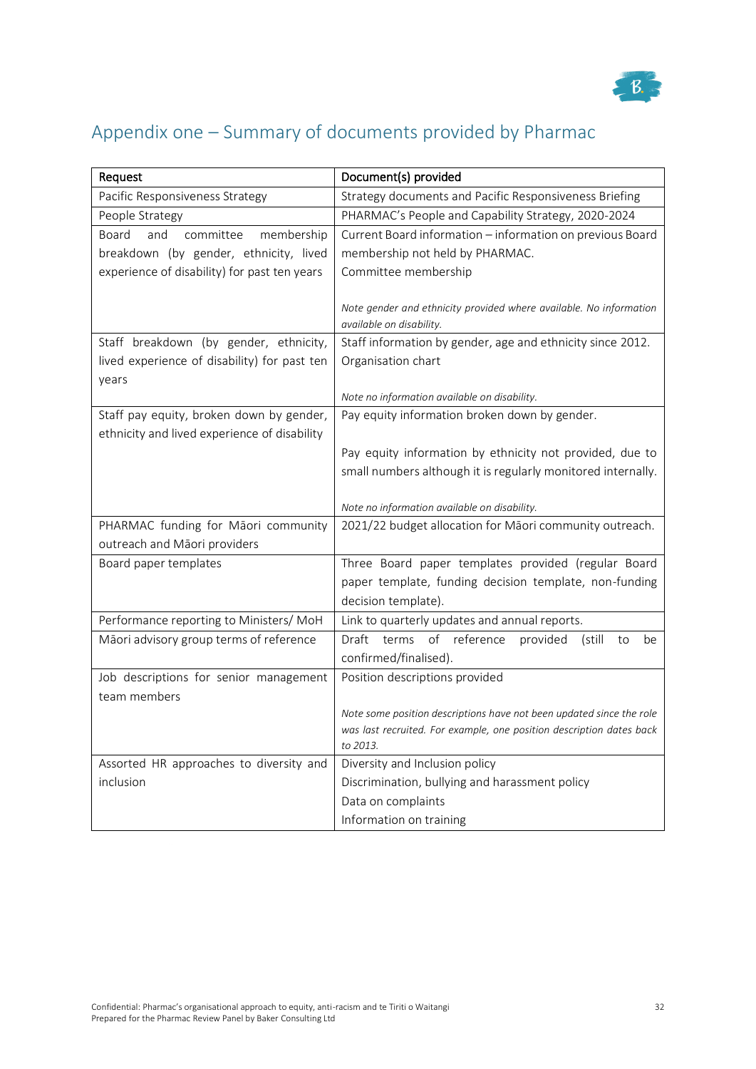# Appendix one – Summary of documents provided by Pharmac

| Request | Document(s) provided |
| --- | --- |
| Pacific Responsiveness Strategy | Strategy documents and Pacific Responsiveness Briefing |
| People Strategy | PHARMAC's People and Capability Strategy, 2020-2024 |
| Board and committee membership breakdown (by gender, ethnicity, lived experience of disability) for past ten years | Current Board information – information on previous Board membership not held by PHARMAC.<br>Committee membership<br><br>*Note gender and ethnicity provided where available. No information available on disability.* |
| Staff breakdown (by gender, ethnicity, lived experience of disability) for past ten years | Staff information by gender, age and ethnicity since 2012.<br>Organisation chart<br><br>*Note no information available on disability.* |
| Staff pay equity, broken down by gender, ethnicity and lived experience of disability | Pay equity information broken down by gender.<br><br>Pay equity information by ethnicity not provided, due to small numbers although it is regularly monitored internally.<br><br>*Note no information available on disability.* |
| PHARMAC funding for Māori community outreach and Māori providers | 2021/22 budget allocation for Māori community outreach. |
| Board paper templates | Three Board paper templates provided (regular Board paper template, funding decision template, non-funding decision template). |
| Performance reporting to Ministers/ MoH | Link to quarterly updates and annual reports. |
| Māori advisory group terms of reference | Draft terms of reference provided (still to be confirmed/finalised). |
| Job descriptions for senior management team members | Position descriptions provided<br><br>*Note some position descriptions have not been updated since the role was last recruited. For example, one position description dates back to 2013.* |
| Assorted HR approaches to diversity and inclusion | Diversity and Inclusion policy<br>Discrimination, bullying and harassment policy<br>Data on complaints<br>Information on training |